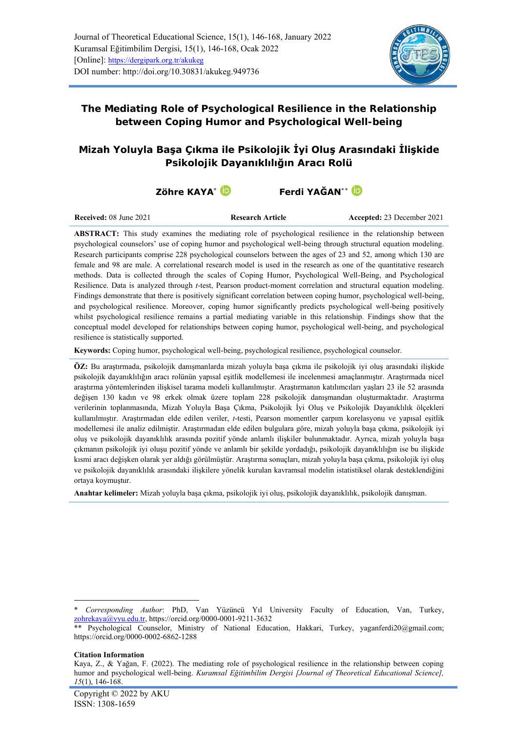Journal of Theoretical Educational Science, 15(1), 146-168, January 2022
Kuramsal Eğitimbilim Dergisi, 15(1), 146-168, Ocak 2022
[Online]: https://dergipark.org.tr/akukeg
DOI number: http://doi.org/10.30831/akukeg.949736

# The Mediating Role of Psychological Resilience in the Relationship between Coping Humor and Psychological Well-being

# Mizah Yoluyla Başa Çıkma ile Psikolojik İyi Oluş Arasındaki İlişkide Psikolojik Dayanıklılığın Aracı Rolü

**Zöhre KAYA*** **Ferdi YAĞAN****

**Received:** 08 June 2021 **Research Article** **Accepted:** 23 December 2021

**ABSTRACT:** This study examines the mediating role of psychological resilience in the relationship between psychological counselors' use of coping humor and psychological well-being through structural equation modeling. Research participants comprise 228 psychological counselors between the ages of 23 and 52, among which 130 are female and 98 are male. A correlational research model is used in the research as one of the quantitative research methods. Data is collected through the scales of Coping Humor, Psychological Well-Being, and Psychological Resilience. Data is analyzed through *t*-test, Pearson product-moment correlation and structural equation modeling. Findings demonstrate that there is positively significant correlation between coping humor, psychological well-being, and psychological resilience. Moreover, coping humor significantly predicts psychological well-being positively whilst psychological resilience remains a partial mediating variable in this relationship. Findings show that the conceptual model developed for relationships between coping humor, psychological well-being, and psychological resilience is statistically supported.

**Keywords:** Coping humor, psychological well-being, psychological resilience, psychological counselor.

**ÖZ:** Bu araştırmada, psikolojik danışmanlarda mizah yoluyla başa çıkma ile psikolojik iyi oluş arasındaki ilişkide psikolojik dayanıklılığın aracı rolünün yapısal eşitlik modellemesi ile incelenmesi amaçlanmıştır. Araştırmada nicel araştırma yöntemlerinden ilişkisel tarama modeli kullanılmıştır. Araştırmanın katılımcıları yaşları 23 ile 52 arasında değişen 130 kadın ve 98 erkek olmak üzere toplam 228 psikolojik danışmandan oluşturmaktadır. Araştırma verilerinin toplanmasında, Mizah Yoluyla Başa Çıkma, Psikolojik İyi Oluş ve Psikolojik Dayanıklılık ölçekleri kullanılmıştır. Araştırmadan elde edilen veriler, *t*-testi, Pearson momentler çarpım korelasyonu ve yapısal eşitlik modellemesi ile analiz edilmiştir. Araştırmadan elde edilen bulgulara göre, mizah yoluyla başa çıkma, psikolojik iyi oluş ve psikolojik dayanıklılık arasında pozitif yönde anlamlı ilişkiler bulunmaktadır. Ayrıca, mizah yoluyla başa çıkmanın psikolojik iyi oluşu pozitif yönde ve anlamlı bir şekilde yordadığı, psikolojik dayanıklılığın ise bu ilişkide kısmi aracı değişken olarak yer aldığı görülmüştür. Araştırma sonuçları, mizah yoluyla başa çıkma, psikolojik iyi oluş ve psikolojik dayanıklılık arasındaki ilişkilere yönelik kurulan kavramsal modelin istatistiksel olarak desteklendiğini ortaya koymuştur.

**Anahtar kelimeler:** Mizah yoluyla başa çıkma, psikolojik iyi oluş, psikolojik dayanıklılık, psikolojik danışman.

---

\* *Corresponding Author*: PhD, Van Yüzüncü Yıl University Faculty of Education, Van, Turkey, zohrekaya@yyu.edu.tr, https://orcid.org/0000-0001-9211-3632

\** Psychological Counselor, Ministry of National Education, Hakkari, Turkey, yaganferdi20@gmail.com; https://orcid.org/0000-0002-6862-1288

**Citation Information**

Kaya, Z., & Yağan, F. (2022). The mediating role of psychological resilience in the relationship between coping humor and psychological well-being. *Kuramsal Eğitimbilim Dergisi [Journal of Theoretical Educational Science], 15*(1), 146-168.

Copyright © 2022 by AKU
ISSN: 1308-1659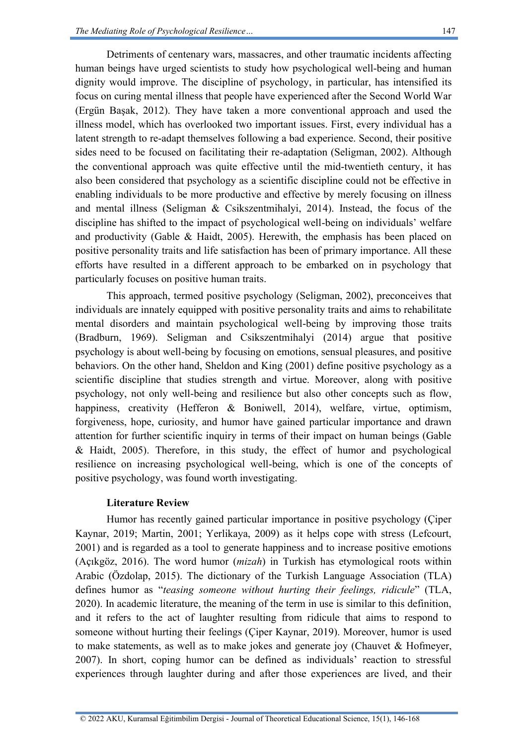Detriments of centenary wars, massacres, and other traumatic incidents affecting human beings have urged scientists to study how psychological well-being and human dignity would improve. The discipline of psychology, in particular, has intensified its focus on curing mental illness that people have experienced after the Second World War (Ergün Başak, 2012). They have taken a more conventional approach and used the illness model, which has overlooked two important issues. First, every individual has a latent strength to re-adapt themselves following a bad experience. Second, their positive sides need to be focused on facilitating their re-adaptation (Seligman, 2002). Although the conventional approach was quite effective until the mid-twentieth century, it has also been considered that psychology as a scientific discipline could not be effective in enabling individuals to be more productive and effective by merely focusing on illness and mental illness (Seligman & Csikszentmihalyi, 2014). Instead, the focus of the discipline has shifted to the impact of psychological well-being on individuals' welfare and productivity (Gable & Haidt, 2005). Herewith, the emphasis has been placed on positive personality traits and life satisfaction has been of primary importance. All these efforts have resulted in a different approach to be embarked on in psychology that particularly focuses on positive human traits.

This approach, termed positive psychology (Seligman, 2002), preconceives that individuals are innately equipped with positive personality traits and aims to rehabilitate mental disorders and maintain psychological well-being by improving those traits (Bradburn, 1969). Seligman and Csikszentmihalyi (2014) argue that positive psychology is about well-being by focusing on emotions, sensual pleasures, and positive behaviors. On the other hand, Sheldon and King (2001) define positive psychology as a scientific discipline that studies strength and virtue. Moreover, along with positive psychology, not only well-being and resilience but also other concepts such as flow, happiness, creativity (Hefferon & Boniwell, 2014), welfare, virtue, optimism, forgiveness, hope, curiosity, and humor have gained particular importance and drawn attention for further scientific inquiry in terms of their impact on human beings (Gable & Haidt, 2005). Therefore, in this study, the effect of humor and psychological resilience on increasing psychological well-being, which is one of the concepts of positive psychology, was found worth investigating.

## Literature Review

Humor has recently gained particular importance in positive psychology (Çiper Kaynar, 2019; Martin, 2001; Yerlikaya, 2009) as it helps cope with stress (Lefcourt, 2001) and is regarded as a tool to generate happiness and to increase positive emotions (Açıkgöz, 2016). The word humor (*mizah*) in Turkish has etymological roots within Arabic (Özdolap, 2015). The dictionary of the Turkish Language Association (TLA) defines humor as "*teasing someone without hurting their feelings, ridicule*" (TLA, 2020). In academic literature, the meaning of the term in use is similar to this definition, and it refers to the act of laughter resulting from ridicule that aims to respond to someone without hurting their feelings (Çiper Kaynar, 2019). Moreover, humor is used to make statements, as well as to make jokes and generate joy (Chauvet & Hofmeyer, 2007). In short, coping humor can be defined as individuals' reaction to stressful experiences through laughter during and after those experiences are lived, and their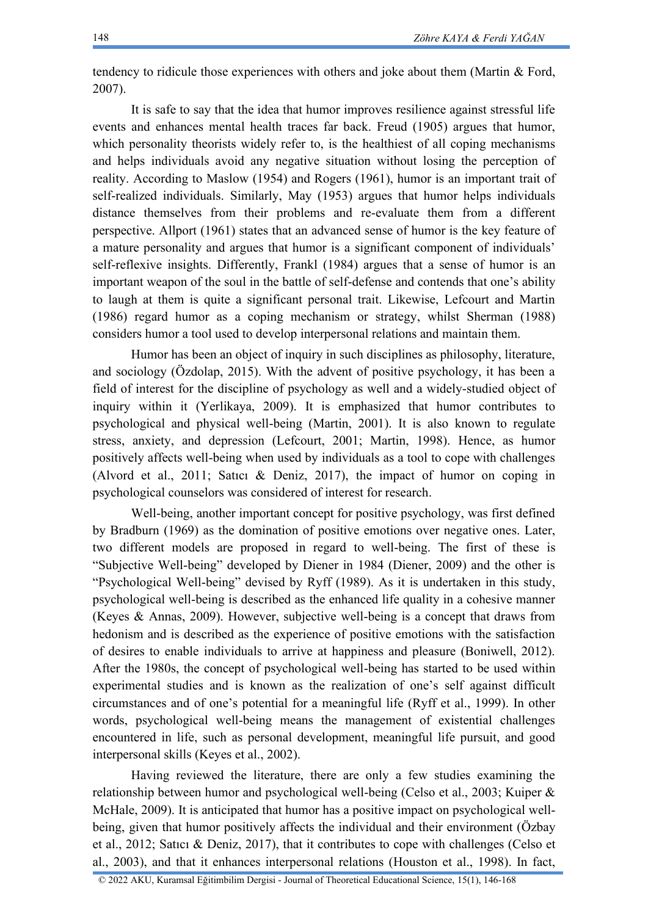tendency to ridicule those experiences with others and joke about them (Martin & Ford, 2007).

It is safe to say that the idea that humor improves resilience against stressful life events and enhances mental health traces far back. Freud (1905) argues that humor, which personality theorists widely refer to, is the healthiest of all coping mechanisms and helps individuals avoid any negative situation without losing the perception of reality. According to Maslow (1954) and Rogers (1961), humor is an important trait of self-realized individuals. Similarly, May (1953) argues that humor helps individuals distance themselves from their problems and re-evaluate them from a different perspective. Allport (1961) states that an advanced sense of humor is the key feature of a mature personality and argues that humor is a significant component of individuals' self-reflexive insights. Differently, Frankl (1984) argues that a sense of humor is an important weapon of the soul in the battle of self-defense and contends that one's ability to laugh at them is quite a significant personal trait. Likewise, Lefcourt and Martin (1986) regard humor as a coping mechanism or strategy, whilst Sherman (1988) considers humor a tool used to develop interpersonal relations and maintain them.

Humor has been an object of inquiry in such disciplines as philosophy, literature, and sociology (Özdolap, 2015). With the advent of positive psychology, it has been a field of interest for the discipline of psychology as well and a widely-studied object of inquiry within it (Yerlikaya, 2009). It is emphasized that humor contributes to psychological and physical well-being (Martin, 2001). It is also known to regulate stress, anxiety, and depression (Lefcourt, 2001; Martin, 1998). Hence, as humor positively affects well-being when used by individuals as a tool to cope with challenges (Alvord et al., 2011; Satıcı & Deniz, 2017), the impact of humor on coping in psychological counselors was considered of interest for research.

Well-being, another important concept for positive psychology, was first defined by Bradburn (1969) as the domination of positive emotions over negative ones. Later, two different models are proposed in regard to well-being. The first of these is "Subjective Well-being" developed by Diener in 1984 (Diener, 2009) and the other is "Psychological Well-being" devised by Ryff (1989). As it is undertaken in this study, psychological well-being is described as the enhanced life quality in a cohesive manner (Keyes & Annas, 2009). However, subjective well-being is a concept that draws from hedonism and is described as the experience of positive emotions with the satisfaction of desires to enable individuals to arrive at happiness and pleasure (Boniwell, 2012). After the 1980s, the concept of psychological well-being has started to be used within experimental studies and is known as the realization of one's self against difficult circumstances and of one's potential for a meaningful life (Ryff et al., 1999). In other words, psychological well-being means the management of existential challenges encountered in life, such as personal development, meaningful life pursuit, and good interpersonal skills (Keyes et al., 2002).

Having reviewed the literature, there are only a few studies examining the relationship between humor and psychological well-being (Celso et al., 2003; Kuiper & McHale, 2009). It is anticipated that humor has a positive impact on psychological well-being, given that humor positively affects the individual and their environment (Özbay et al., 2012; Satıcı & Deniz, 2017), that it contributes to cope with challenges (Celso et al., 2003), and that it enhances interpersonal relations (Houston et al., 1998). In fact,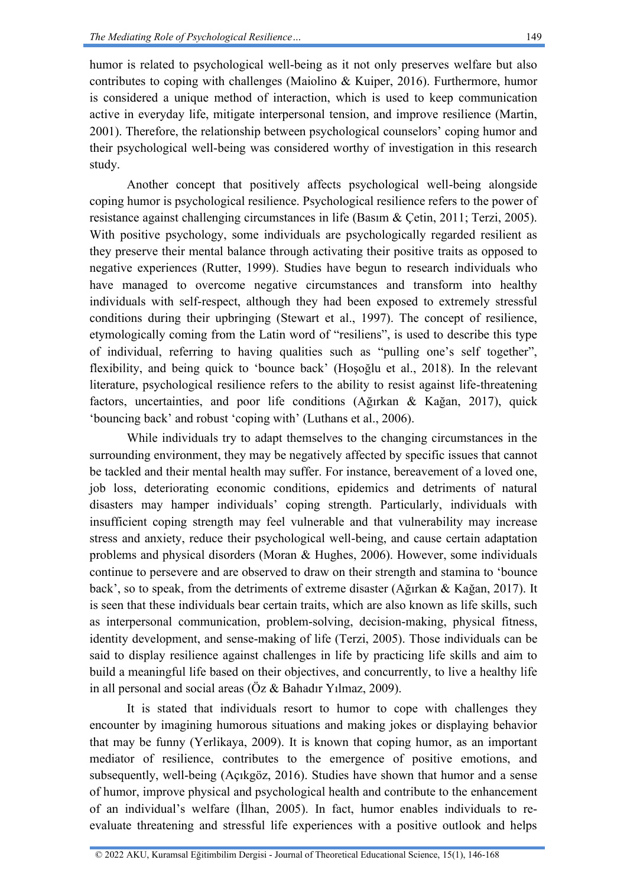humor is related to psychological well-being as it not only preserves welfare but also contributes to coping with challenges (Maiolino & Kuiper, 2016). Furthermore, humor is considered a unique method of interaction, which is used to keep communication active in everyday life, mitigate interpersonal tension, and improve resilience (Martin, 2001). Therefore, the relationship between psychological counselors' coping humor and their psychological well-being was considered worthy of investigation in this research study.

Another concept that positively affects psychological well-being alongside coping humor is psychological resilience. Psychological resilience refers to the power of resistance against challenging circumstances in life (Basım & Çetin, 2011; Terzi, 2005). With positive psychology, some individuals are psychologically regarded resilient as they preserve their mental balance through activating their positive traits as opposed to negative experiences (Rutter, 1999). Studies have begun to research individuals who have managed to overcome negative circumstances and transform into healthy individuals with self-respect, although they had been exposed to extremely stressful conditions during their upbringing (Stewart et al., 1997). The concept of resilience, etymologically coming from the Latin word of "resiliens", is used to describe this type of individual, referring to having qualities such as "pulling one's self together", flexibility, and being quick to 'bounce back' (Hoşoğlu et al., 2018). In the relevant literature, psychological resilience refers to the ability to resist against life-threatening factors, uncertainties, and poor life conditions (Ağırkan & Kağan, 2017), quick 'bouncing back' and robust 'coping with' (Luthans et al., 2006).

While individuals try to adapt themselves to the changing circumstances in the surrounding environment, they may be negatively affected by specific issues that cannot be tackled and their mental health may suffer. For instance, bereavement of a loved one, job loss, deteriorating economic conditions, epidemics and detriments of natural disasters may hamper individuals' coping strength. Particularly, individuals with insufficient coping strength may feel vulnerable and that vulnerability may increase stress and anxiety, reduce their psychological well-being, and cause certain adaptation problems and physical disorders (Moran & Hughes, 2006). However, some individuals continue to persevere and are observed to draw on their strength and stamina to 'bounce back', so to speak, from the detriments of extreme disaster (Ağırkan & Kağan, 2017). It is seen that these individuals bear certain traits, which are also known as life skills, such as interpersonal communication, problem-solving, decision-making, physical fitness, identity development, and sense-making of life (Terzi, 2005). Those individuals can be said to display resilience against challenges in life by practicing life skills and aim to build a meaningful life based on their objectives, and concurrently, to live a healthy life in all personal and social areas (Öz & Bahadır Yılmaz, 2009).

It is stated that individuals resort to humor to cope with challenges they encounter by imagining humorous situations and making jokes or displaying behavior that may be funny (Yerlikaya, 2009). It is known that coping humor, as an important mediator of resilience, contributes to the emergence of positive emotions, and subsequently, well-being (Açıkgöz, 2016). Studies have shown that humor and a sense of humor, improve physical and psychological health and contribute to the enhancement of an individual's welfare (İlhan, 2005). In fact, humor enables individuals to re-evaluate threatening and stressful life experiences with a positive outlook and helps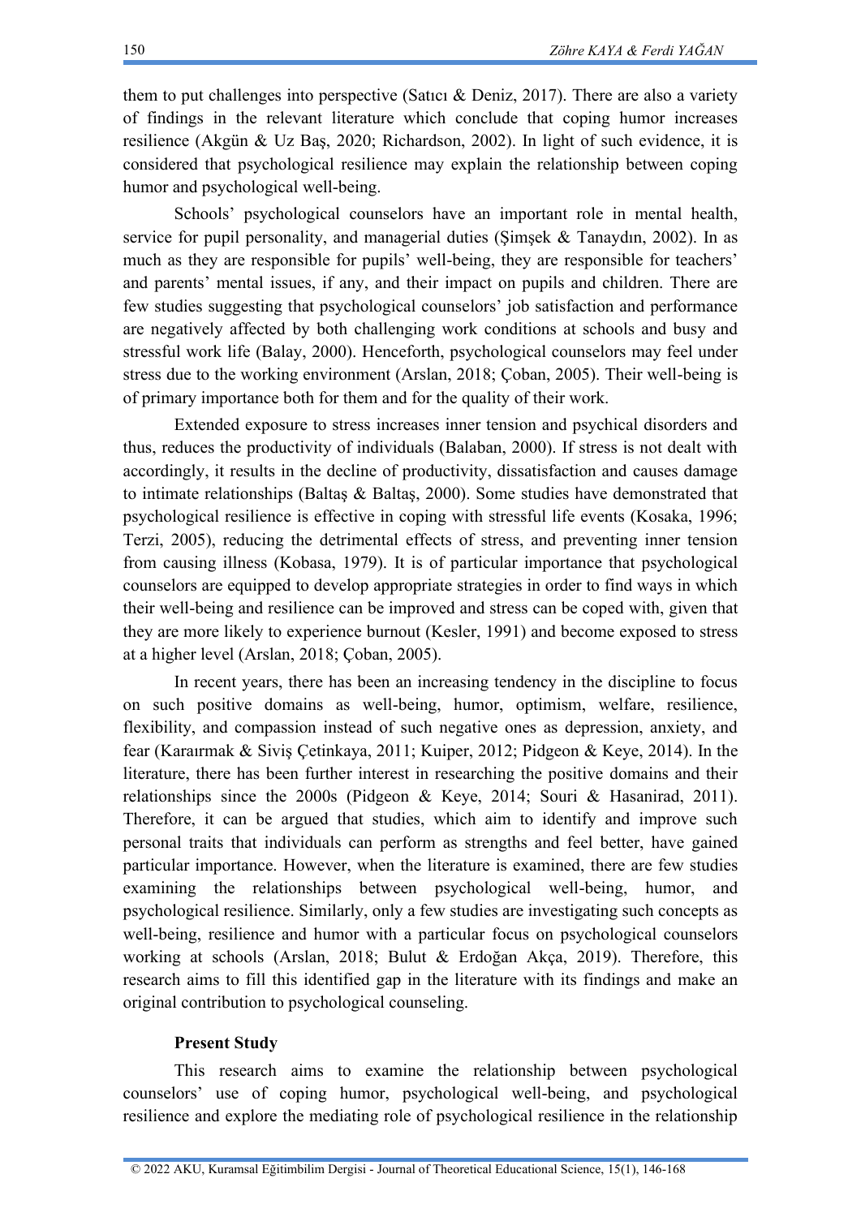them to put challenges into perspective (Satıcı & Deniz, 2017). There are also a variety of findings in the relevant literature which conclude that coping humor increases resilience (Akgün & Uz Baş, 2020; Richardson, 2002). In light of such evidence, it is considered that psychological resilience may explain the relationship between coping humor and psychological well-being.

Schools' psychological counselors have an important role in mental health, service for pupil personality, and managerial duties (Şimşek & Tanaydın, 2002). In as much as they are responsible for pupils' well-being, they are responsible for teachers' and parents' mental issues, if any, and their impact on pupils and children. There are few studies suggesting that psychological counselors' job satisfaction and performance are negatively affected by both challenging work conditions at schools and busy and stressful work life (Balay, 2000). Henceforth, psychological counselors may feel under stress due to the working environment (Arslan, 2018; Çoban, 2005). Their well-being is of primary importance both for them and for the quality of their work.

Extended exposure to stress increases inner tension and psychical disorders and thus, reduces the productivity of individuals (Balaban, 2000). If stress is not dealt with accordingly, it results in the decline of productivity, dissatisfaction and causes damage to intimate relationships (Baltaş & Baltaş, 2000). Some studies have demonstrated that psychological resilience is effective in coping with stressful life events (Kosaka, 1996; Terzi, 2005), reducing the detrimental effects of stress, and preventing inner tension from causing illness (Kobasa, 1979). It is of particular importance that psychological counselors are equipped to develop appropriate strategies in order to find ways in which their well-being and resilience can be improved and stress can be coped with, given that they are more likely to experience burnout (Kesler, 1991) and become exposed to stress at a higher level (Arslan, 2018; Çoban, 2005).

In recent years, there has been an increasing tendency in the discipline to focus on such positive domains as well-being, humor, optimism, welfare, resilience, flexibility, and compassion instead of such negative ones as depression, anxiety, and fear (Karaırmak & Siviş Çetinkaya, 2011; Kuiper, 2012; Pidgeon & Keye, 2014). In the literature, there has been further interest in researching the positive domains and their relationships since the 2000s (Pidgeon & Keye, 2014; Souri & Hasanirad, 2011). Therefore, it can be argued that studies, which aim to identify and improve such personal traits that individuals can perform as strengths and feel better, have gained particular importance. However, when the literature is examined, there are few studies examining the relationships between psychological well-being, humor, and psychological resilience. Similarly, only a few studies are investigating such concepts as well-being, resilience and humor with a particular focus on psychological counselors working at schools (Arslan, 2018; Bulut & Erdoğan Akça, 2019). Therefore, this research aims to fill this identified gap in the literature with its findings and make an original contribution to psychological counseling.

### Present Study

This research aims to examine the relationship between psychological counselors' use of coping humor, psychological well-being, and psychological resilience and explore the mediating role of psychological resilience in the relationship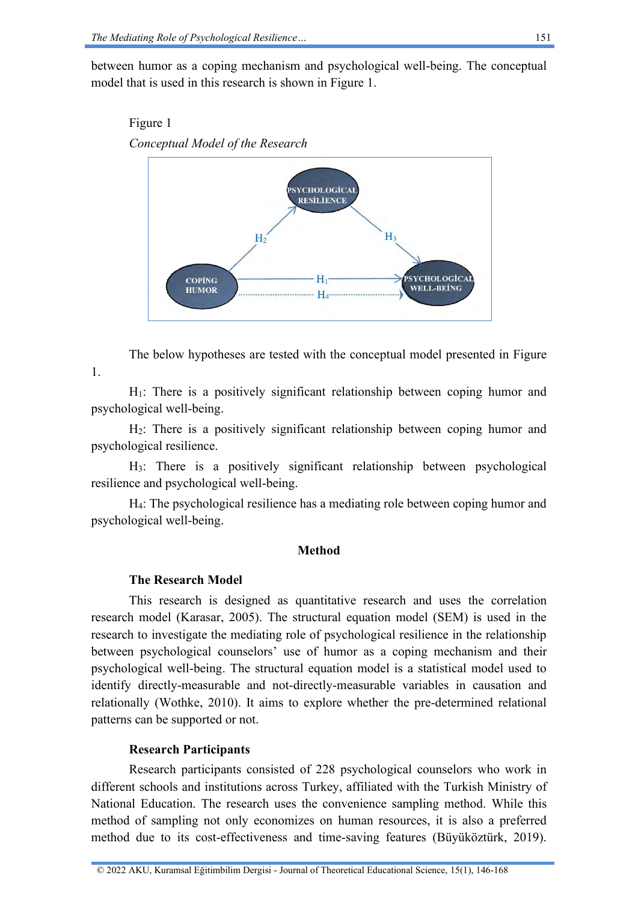between humor as a coping mechanism and psychological well-being. The conceptual model that is used in this research is shown in Figure 1.

Figure 1

*Conceptual Model of the Research*

The below hypotheses are tested with the conceptual model presented in Figure 1.

$H_1$: There is a positively significant relationship between coping humor and psychological well-being.

$H_2$: There is a positively significant relationship between coping humor and psychological resilience.

$H_3$: There is a positively significant relationship between psychological resilience and psychological well-being.

$H_4$: The psychological resilience has a mediating role between coping humor and psychological well-being.

## Method

### The Research Model

This research is designed as quantitative research and uses the correlation research model (Karasar, 2005). The structural equation model (SEM) is used in the research to investigate the mediating role of psychological resilience in the relationship between psychological counselors' use of humor as a coping mechanism and their psychological well-being. The structural equation model is a statistical model used to identify directly-measurable and not-directly-measurable variables in causation and relationally (Wothke, 2010). It aims to explore whether the pre-determined relational patterns can be supported or not.

### Research Participants

Research participants consisted of 228 psychological counselors who work in different schools and institutions across Turkey, affiliated with the Turkish Ministry of National Education. The research uses the convenience sampling method. While this method of sampling not only economizes on human resources, it is also a preferred method due to its cost-effectiveness and time-saving features (Büyüköztürk, 2019).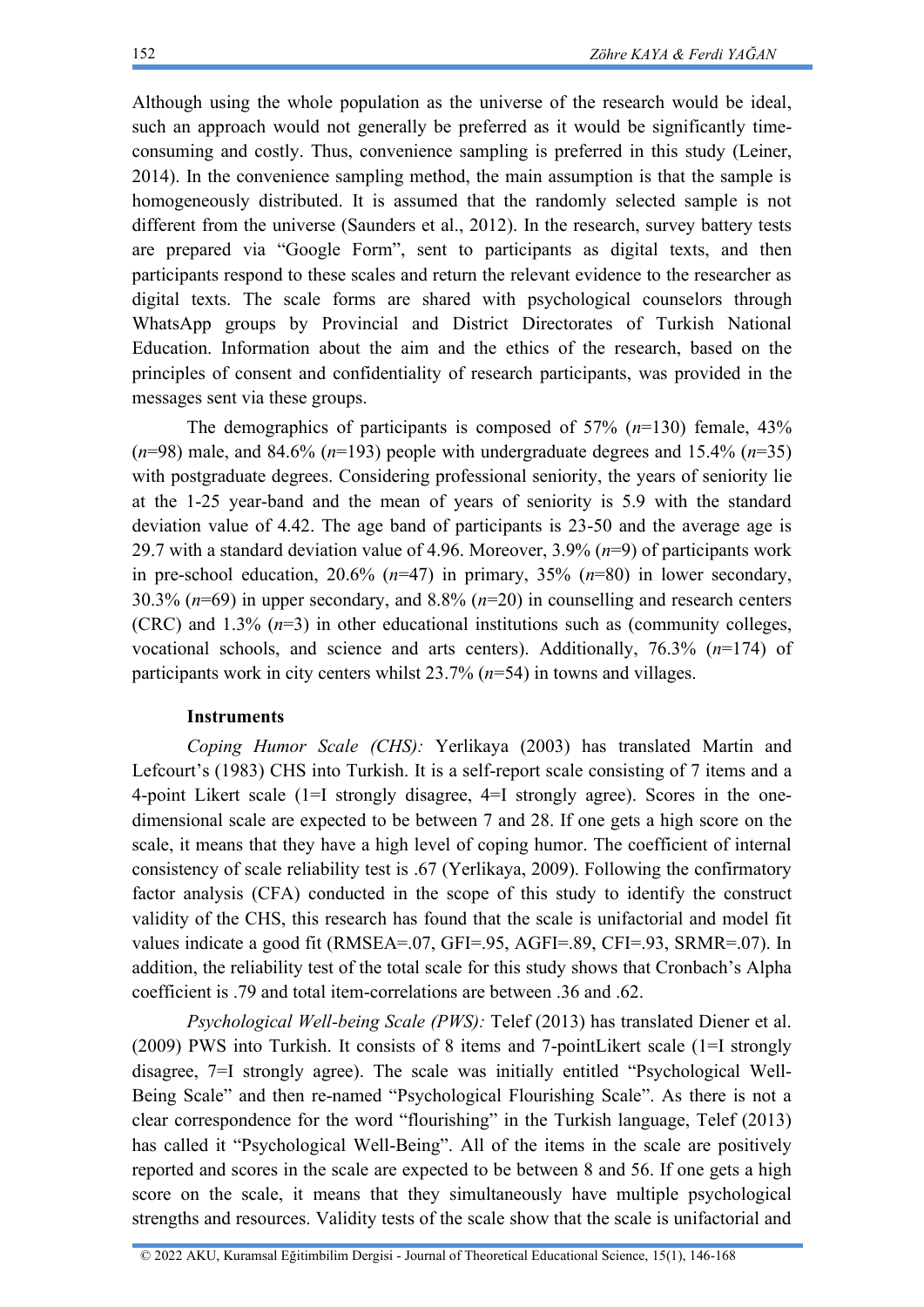Although using the whole population as the universe of the research would be ideal, such an approach would not generally be preferred as it would be significantly time-consuming and costly. Thus, convenience sampling is preferred in this study (Leiner, 2014). In the convenience sampling method, the main assumption is that the sample is homogeneously distributed. It is assumed that the randomly selected sample is not different from the universe (Saunders et al., 2012). In the research, survey battery tests are prepared via "Google Form", sent to participants as digital texts, and then participants respond to these scales and return the relevant evidence to the researcher as digital texts. The scale forms are shared with psychological counselors through WhatsApp groups by Provincial and District Directorates of Turkish National Education. Information about the aim and the ethics of the research, based on the principles of consent and confidentiality of research participants, was provided in the messages sent via these groups.

The demographics of participants is composed of 57% (*n*=130) female, 43% (*n*=98) male, and 84.6% (*n*=193) people with undergraduate degrees and 15.4% (*n*=35) with postgraduate degrees. Considering professional seniority, the years of seniority lie at the 1-25 year-band and the mean of years of seniority is 5.9 with the standard deviation value of 4.42. The age band of participants is 23-50 and the average age is 29.7 with a standard deviation value of 4.96. Moreover, 3.9% (*n*=9) of participants work in pre-school education, 20.6% (*n*=47) in primary, 35% (*n*=80) in lower secondary, 30.3% (*n*=69) in upper secondary, and 8.8% (*n*=20) in counselling and research centers (CRC) and 1.3% (*n*=3) in other educational institutions such as (community colleges, vocational schools, and science and arts centers). Additionally, 76.3% (*n*=174) of participants work in city centers whilst 23.7% (*n*=54) in towns and villages.

**Instruments**

*Coping Humor Scale (CHS):* Yerlikaya (2003) has translated Martin and Lefcourt's (1983) CHS into Turkish. It is a self-report scale consisting of 7 items and a 4-point Likert scale (1=I strongly disagree, 4=I strongly agree). Scores in the one-dimensional scale are expected to be between 7 and 28. If one gets a high score on the scale, it means that they have a high level of coping humor. The coefficient of internal consistency of scale reliability test is .67 (Yerlikaya, 2009). Following the confirmatory factor analysis (CFA) conducted in the scope of this study to identify the construct validity of the CHS, this research has found that the scale is unifactorial and model fit values indicate a good fit (RMSEA=.07, GFI=.95, AGFI=.89, CFI=.93, SRMR=.07). In addition, the reliability test of the total scale for this study shows that Cronbach's Alpha coefficient is .79 and total item-correlations are between .36 and .62.

*Psychological Well-being Scale (PWS):* Telef (2013) has translated Diener et al. (2009) PWS into Turkish. It consists of 8 items and 7-pointLikert scale (1=I strongly disagree, 7=I strongly agree). The scale was initially entitled "Psychological Well-Being Scale" and then re-named "Psychological Flourishing Scale". As there is not a clear correspondence for the word "flourishing" in the Turkish language, Telef (2013) has called it "Psychological Well-Being". All of the items in the scale are positively reported and scores in the scale are expected to be between 8 and 56. If one gets a high score on the scale, it means that they simultaneously have multiple psychological strengths and resources. Validity tests of the scale show that the scale is unifactorial and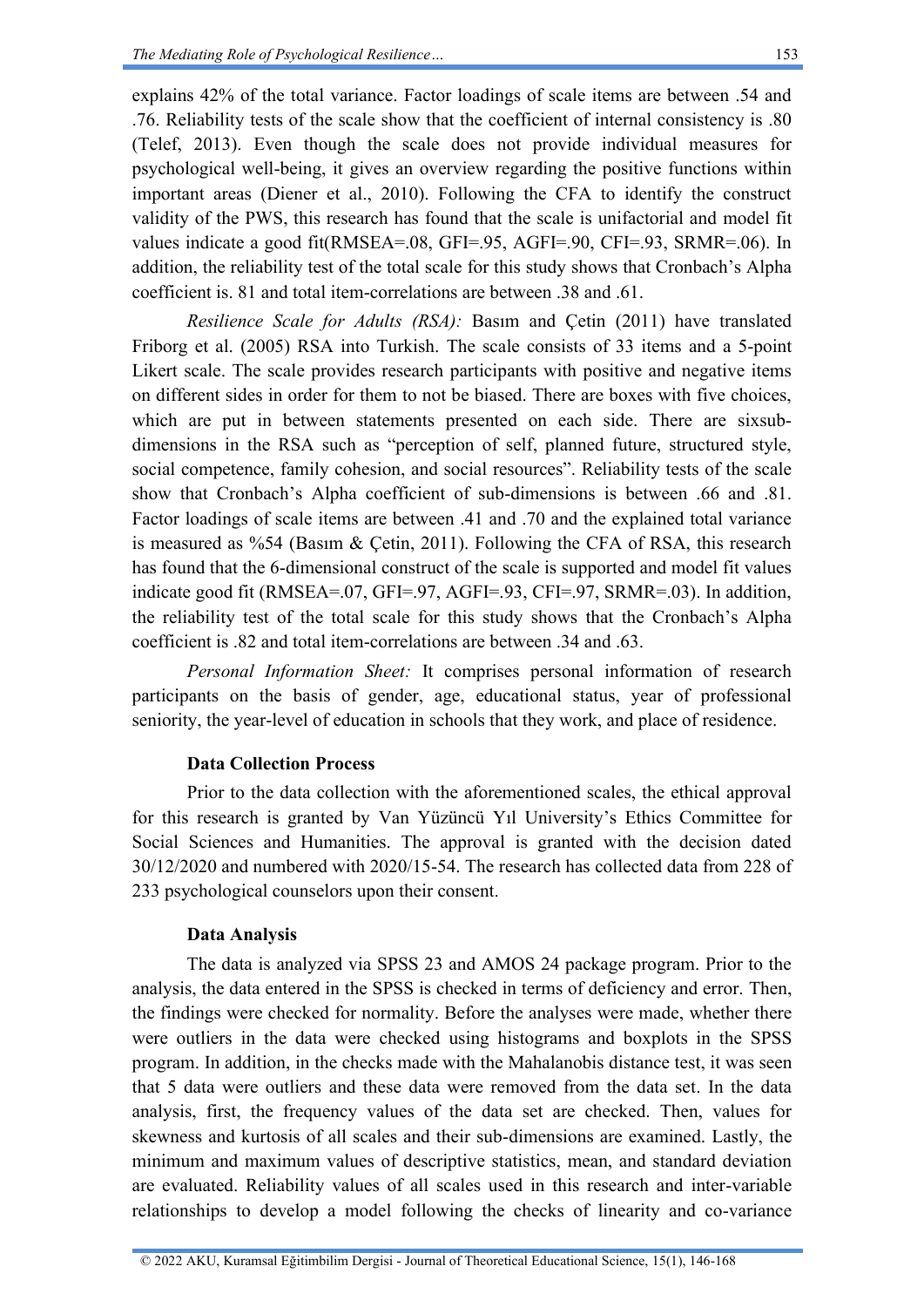explains 42% of the total variance. Factor loadings of scale items are between .54 and .76. Reliability tests of the scale show that the coefficient of internal consistency is .80 (Telef, 2013). Even though the scale does not provide individual measures for psychological well-being, it gives an overview regarding the positive functions within important areas (Diener et al., 2010). Following the CFA to identify the construct validity of the PWS, this research has found that the scale is unifactorial and model fit values indicate a good fit(RMSEA=.08, GFI=.95, AGFI=.90, CFI=.93, SRMR=.06). In addition, the reliability test of the total scale for this study shows that Cronbach's Alpha coefficient is. 81 and total item-correlations are between .38 and .61.

*Resilience Scale for Adults (RSA):* Basım and Çetin (2011) have translated Friborg et al. (2005) RSA into Turkish. The scale consists of 33 items and a 5-point Likert scale. The scale provides research participants with positive and negative items on different sides in order for them to not be biased. There are boxes with five choices, which are put in between statements presented on each side. There are sixsub-dimensions in the RSA such as "perception of self, planned future, structured style, social competence, family cohesion, and social resources". Reliability tests of the scale show that Cronbach's Alpha coefficient of sub-dimensions is between .66 and .81. Factor loadings of scale items are between .41 and .70 and the explained total variance is measured as %54 (Basım & Çetin, 2011). Following the CFA of RSA, this research has found that the 6-dimensional construct of the scale is supported and model fit values indicate good fit (RMSEA=.07, GFI=.97, AGFI=.93, CFI=.97, SRMR=.03). In addition, the reliability test of the total scale for this study shows that the Cronbach's Alpha coefficient is .82 and total item-correlations are between .34 and .63.

*Personal Information Sheet:* It comprises personal information of research participants on the basis of gender, age, educational status, year of professional seniority, the year-level of education in schools that they work, and place of residence.

**Data Collection Process**

Prior to the data collection with the aforementioned scales, the ethical approval for this research is granted by Van Yüzüncü Yıl University's Ethics Committee for Social Sciences and Humanities. The approval is granted with the decision dated 30/12/2020 and numbered with 2020/15-54. The research has collected data from 228 of 233 psychological counselors upon their consent.

**Data Analysis**

The data is analyzed via SPSS 23 and AMOS 24 package program. Prior to the analysis, the data entered in the SPSS is checked in terms of deficiency and error. Then, the findings were checked for normality. Before the analyses were made, whether there were outliers in the data were checked using histograms and boxplots in the SPSS program. In addition, in the checks made with the Mahalanobis distance test, it was seen that 5 data were outliers and these data were removed from the data set. In the data analysis, first, the frequency values of the data set are checked. Then, values for skewness and kurtosis of all scales and their sub-dimensions are examined. Lastly, the minimum and maximum values of descriptive statistics, mean, and standard deviation are evaluated. Reliability values of all scales used in this research and inter-variable relationships to develop a model following the checks of linearity and co-variance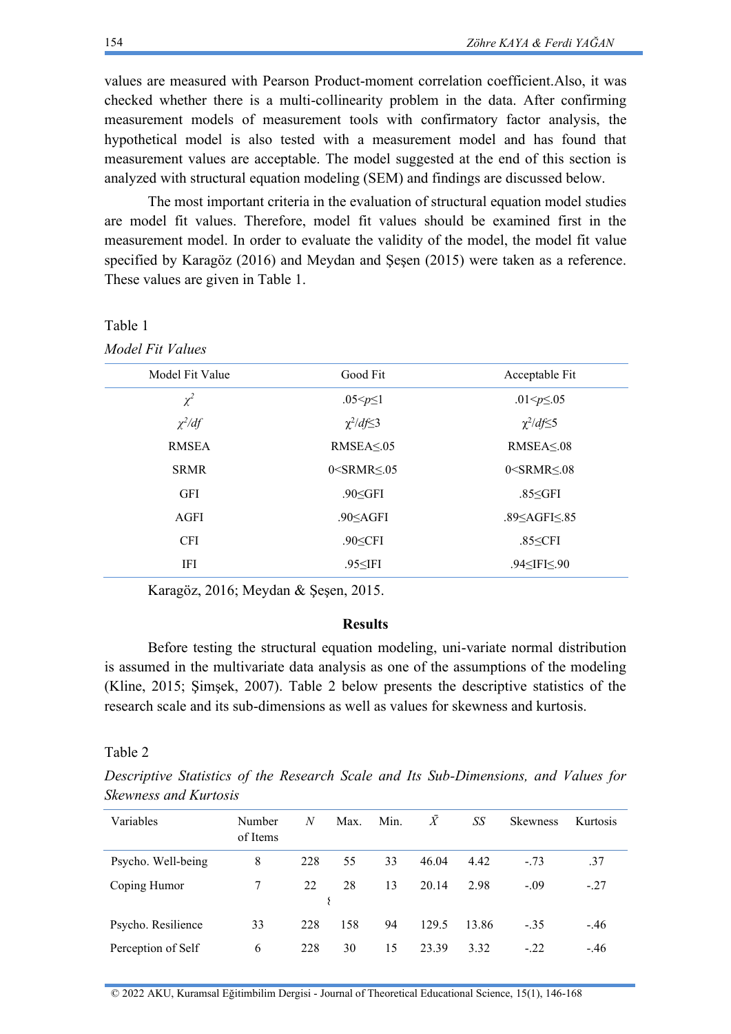values are measured with Pearson Product-moment correlation coefficient.Also, it was checked whether there is a multi-collinearity problem in the data. After confirming measurement models of measurement tools with confirmatory factor analysis, the hypothetical model is also tested with a measurement model and has found that measurement values are acceptable. The model suggested at the end of this section is analyzed with structural equation modeling (SEM) and findings are discussed below.

The most important criteria in the evaluation of structural equation model studies are model fit values. Therefore, model fit values should be examined first in the measurement model. In order to evaluate the validity of the model, the model fit value specified by Karagöz (2016) and Meydan and Şeşen (2015) were taken as a reference. These values are given in Table 1.

Table 1

*Model Fit Values*

| Model Fit Value | Good Fit | Acceptable Fit |
|---|---|---|
| $\chi^2$ | $.05<p\leq1$ | $.01<p\leq.05$ |
| $\chi^2/df$ | $\chi^2/df\leq3$ | $\chi^2/df\leq5$ |
| RMSEA | RMSEA≤.05 | RMSEA≤.08 |
| SRMR | 0<SRMR≤.05 | 0<SRMR≤.08 |
| GFI | .90≤GFI | .85≤GFI |
| AGFI | .90≤AGFI | .89≤AGFI≤.85 |
| CFI | .90≤CFI | .85≤CFI |
| IFI | .95≤IFI | .94≤IFI≤.90 |

Karagöz, 2016; Meydan & Şeşen, 2015.

## Results

Before testing the structural equation modeling, uni-variate normal distribution is assumed in the multivariate data analysis as one of the assumptions of the modeling (Kline, 2015; Şimşek, 2007). Table 2 below presents the descriptive statistics of the research scale and its sub-dimensions as well as values for skewness and kurtosis.

Table 2

*Descriptive Statistics of the Research Scale and Its Sub-Dimensions, and Values for Skewness and Kurtosis*

| Variables | Number of Items | $N$ | Max. | Min. | $\bar{X}$ | $SS$ | Skewness | Kurtosis |
|---|---|---|---|---|---|---|---|---|
| Psycho. Well-being | 8 | 228 | 55 | 33 | 46.04 | 4.42 | -.73 | .37 |
| Coping Humor | 7 | 22 | 28 | 13 | 20.14 | 2.98 | -.09 | -.27 |
| Psycho. Resilience | 33 | 228 | 158 | 94 | 129.5 | 13.86 | -.35 | -.46 |
| Perception of Self | 6 | 228 | 30 | 15 | 23.39 | 3.32 | -.22 | -.46 |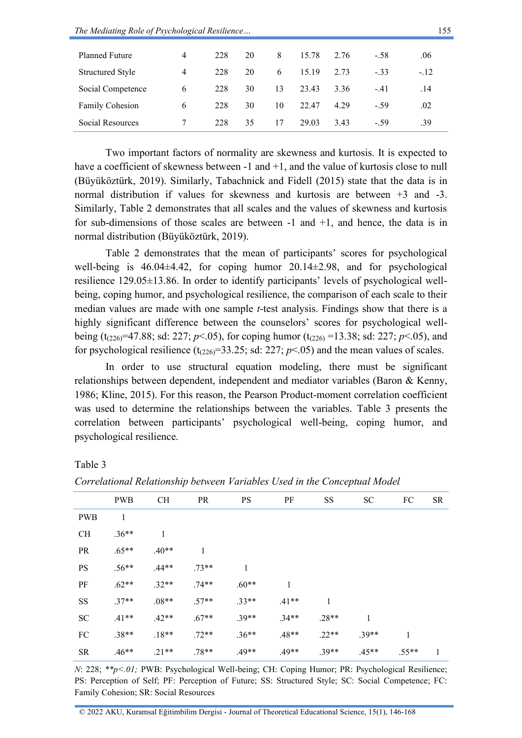| | | | | | | | | |
|---|---|---|---|---|---|---|---|---|
| Planned Future | 4 | 228 | 20 | 8 | 15.78 | 2.76 | -.58 | .06 |
| Structured Style | 4 | 228 | 20 | 6 | 15.19 | 2.73 | -.33 | -.12 |
| Social Competence | 6 | 228 | 30 | 13 | 23.43 | 3.36 | -.41 | .14 |
| Family Cohesion | 6 | 228 | 30 | 10 | 22.47 | 4.29 | -.59 | .02 |
| Social Resources | 7 | 228 | 35 | 17 | 29.03 | 3.43 | -.59 | .39 |

Two important factors of normality are skewness and kurtosis. It is expected to have a coefficient of skewness between -1 and +1, and the value of kurtosis close to null (Büyüköztürk, 2019). Similarly, Tabachnick and Fidell (2015) state that the data is in normal distribution if values for skewness and kurtosis are between +3 and -3. Similarly, Table 2 demonstrates that all scales and the values of skewness and kurtosis for sub-dimensions of those scales are between -1 and +1, and hence, the data is in normal distribution (Büyüköztürk, 2019).

Table 2 demonstrates that the mean of participants' scores for psychological well-being is 46.04±4.42, for coping humor 20.14±2.98, and for psychological resilience 129.05±13.86. In order to identify participants' levels of psychological well-being, coping humor, and psychological resilience, the comparison of each scale to their median values are made with one sample *t*-test analysis. Findings show that there is a highly significant difference between the counselors' scores for psychological well-being ($t_{(226)}$=47.88; sd: 227; $p$<.05), for coping humor ($t_{(226)}$ =13.38; sd: 227; $p$<.05), and for psychological resilience ($t_{(226)}$=33.25; sd: 227; $p$<.05) and the mean values of scales.

In order to use structural equation modeling, there must be significant relationships between dependent, independent and mediator variables (Baron & Kenny, 1986; Kline, 2015). For this reason, the Pearson Product-moment correlation coefficient was used to determine the relationships between the variables. Table 3 presents the correlation between participants' psychological well-being, coping humor, and psychological resilience.

Table 3

*Correlational Relationship between Variables Used in the Conceptual Model*

| | PWB | CH | PR | PS | PF | SS | SC | FC | SR |
|---|---|---|---|---|---|---|---|---|---|
| PWB | 1 | | | | | | | | |
| CH | .36** | 1 | | | | | | | |
| PR | .65** | .40** | 1 | | | | | | |
| PS | .56** | .44** | .73** | 1 | | | | | |
| PF | .62** | .32** | .74** | .60** | 1 | | | | |
| SS | .37** | .08** | .57** | .33** | .41** | 1 | | | |
| SC | .41** | .42** | .67** | .39** | .34** | .28** | 1 | | |
| FC | .38** | .18** | .72** | .36** | .48** | .22** | .39** | 1 | |
| SR | .46** | .21** | .78** | .49** | .49** | .39** | .45** | .55** | 1 |

*N*: 228; ***p<.01;* PWB: Psychological Well-being; CH: Coping Humor; PR: Psychological Resilience; PS: Perception of Self; PF: Perception of Future; SS: Structured Style; SC: Social Competence; FC: Family Cohesion; SR: Social Resources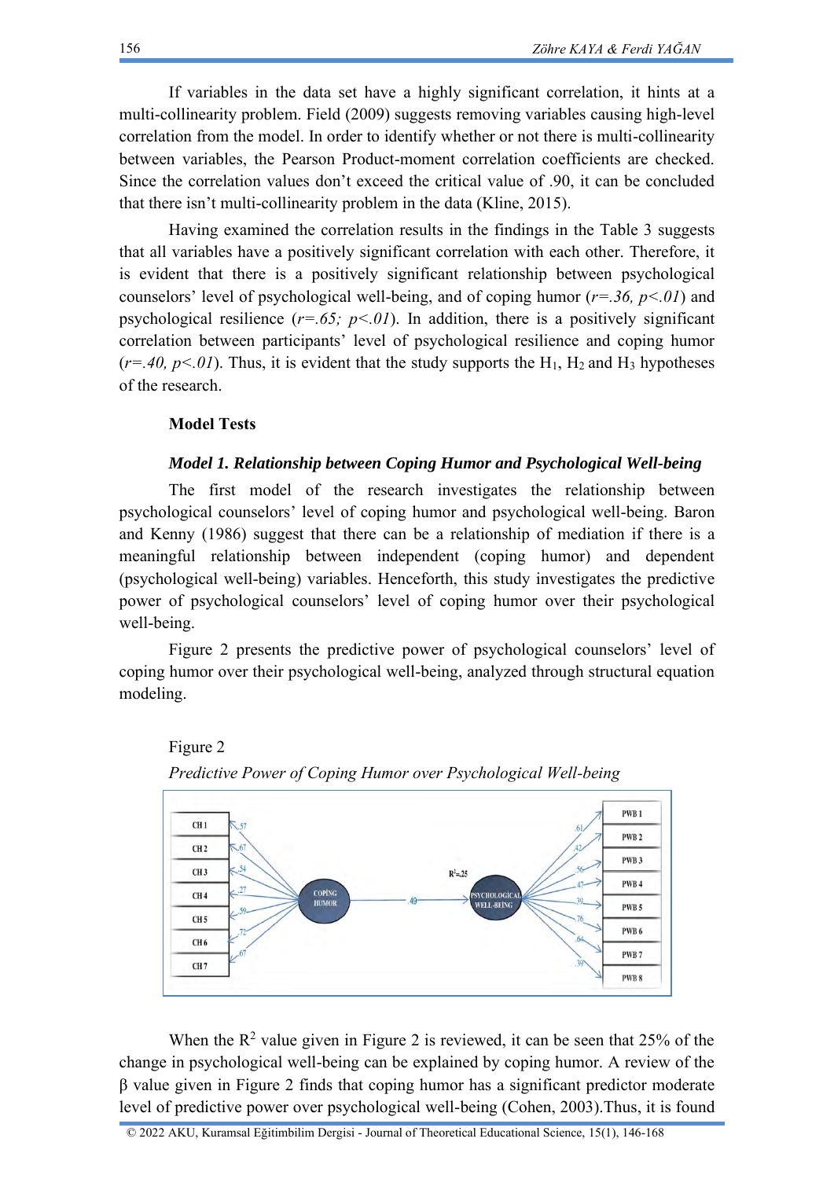If variables in the data set have a highly significant correlation, it hints at a multi-collinearity problem. Field (2009) suggests removing variables causing high-level correlation from the model. In order to identify whether or not there is multi-collinearity between variables, the Pearson Product-moment correlation coefficients are checked. Since the correlation values don't exceed the critical value of .90, it can be concluded that there isn't multi-collinearity problem in the data (Kline, 2015).

Having examined the correlation results in the findings in the Table 3 suggests that all variables have a positively significant correlation with each other. Therefore, it is evident that there is a positively significant relationship between psychological counselors' level of psychological well-being, and of coping humor (*r=.36, p<.01*) and psychological resilience (*r=.65; p<.01*). In addition, there is a positively significant correlation between participants' level of psychological resilience and coping humor (*r=.40, p<.01*). Thus, it is evident that the study supports the $H_1$, $H_2$ and $H_3$ hypotheses of the research.

## Model Tests

### *Model 1. Relationship between Coping Humor and Psychological Well-being*

The first model of the research investigates the relationship between psychological counselors' level of coping humor and psychological well-being. Baron and Kenny (1986) suggest that there can be a relationship of mediation if there is a meaningful relationship between independent (coping humor) and dependent (psychological well-being) variables. Henceforth, this study investigates the predictive power of psychological counselors' level of coping humor over their psychological well-being.

Figure 2 presents the predictive power of psychological counselors' level of coping humor over their psychological well-being, analyzed through structural equation modeling.

Figure 2

*Predictive Power of Coping Humor over Psychological Well-being*

When the $R^2$ value given in Figure 2 is reviewed, it can be seen that 25% of the change in psychological well-being can be explained by coping humor. A review of the β value given in Figure 2 finds that coping humor has a significant predictor moderate level of predictive power over psychological well-being (Cohen, 2003).Thus, it is found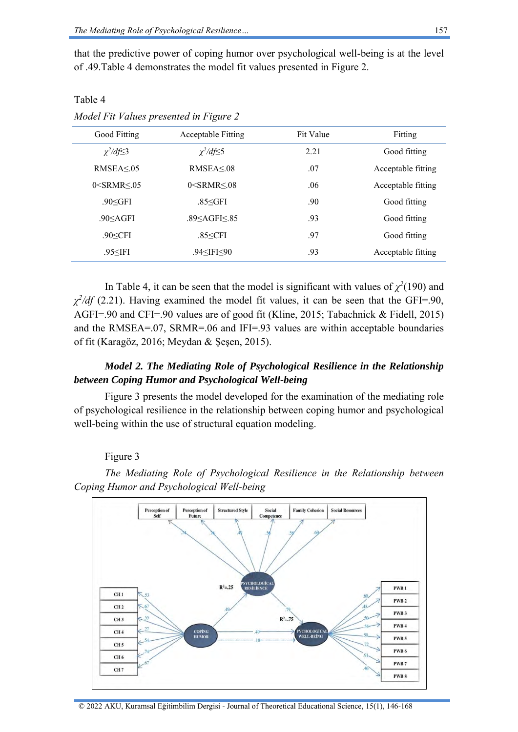that the predictive power of coping humor over psychological well-being is at the level of .49.Table 4 demonstrates the model fit values presented in Figure 2.

Table 4

*Model Fit Values presented in Figure 2*

| Good Fitting | Acceptable Fitting | Fit Value | Fitting |
|---|---|---|---|
| $\chi^2/df \leq 3$ | $\chi^2/df \leq 5$ | 2.21 | Good fitting |
| RMSEA≤.05 | RMSEA≤.08 | .07 | Acceptable fitting |
| 0<SRMR≤.05 | 0<SRMR≤.08 | .06 | Acceptable fitting |
| .90≤GFI | .85≤GFI | .90 | Good fitting |
| .90≤AGFI | .89≤AGFI≤.85 | .93 | Good fitting |
| .90≤CFI | .85≤CFI | .97 | Good fitting |
| .95≤IFI | .94≤IFI≤90 | .93 | Acceptable fitting |

In Table 4, it can be seen that the model is significant with values of $\chi^2$(190) and $\chi^2/df$ (2.21). Having examined the model fit values, it can be seen that the GFI=.90, AGFI=.90 and CFI=.90 values are of good fit (Kline, 2015; Tabachnick & Fidell, 2015) and the RMSEA=.07, SRMR=.06 and IFI=.93 values are within acceptable boundaries of fit (Karagöz, 2016; Meydan & Şeşen, 2015).

***Model 2. The Mediating Role of Psychological Resilience in the Relationship between Coping Humor and Psychological Well-being***

Figure 3 presents the model developed for the examination of the mediating role of psychological resilience in the relationship between coping humor and psychological well-being within the use of structural equation modeling.

Figure 3

*The Mediating Role of Psychological Resilience in the Relationship between Coping Humor and Psychological Well-being*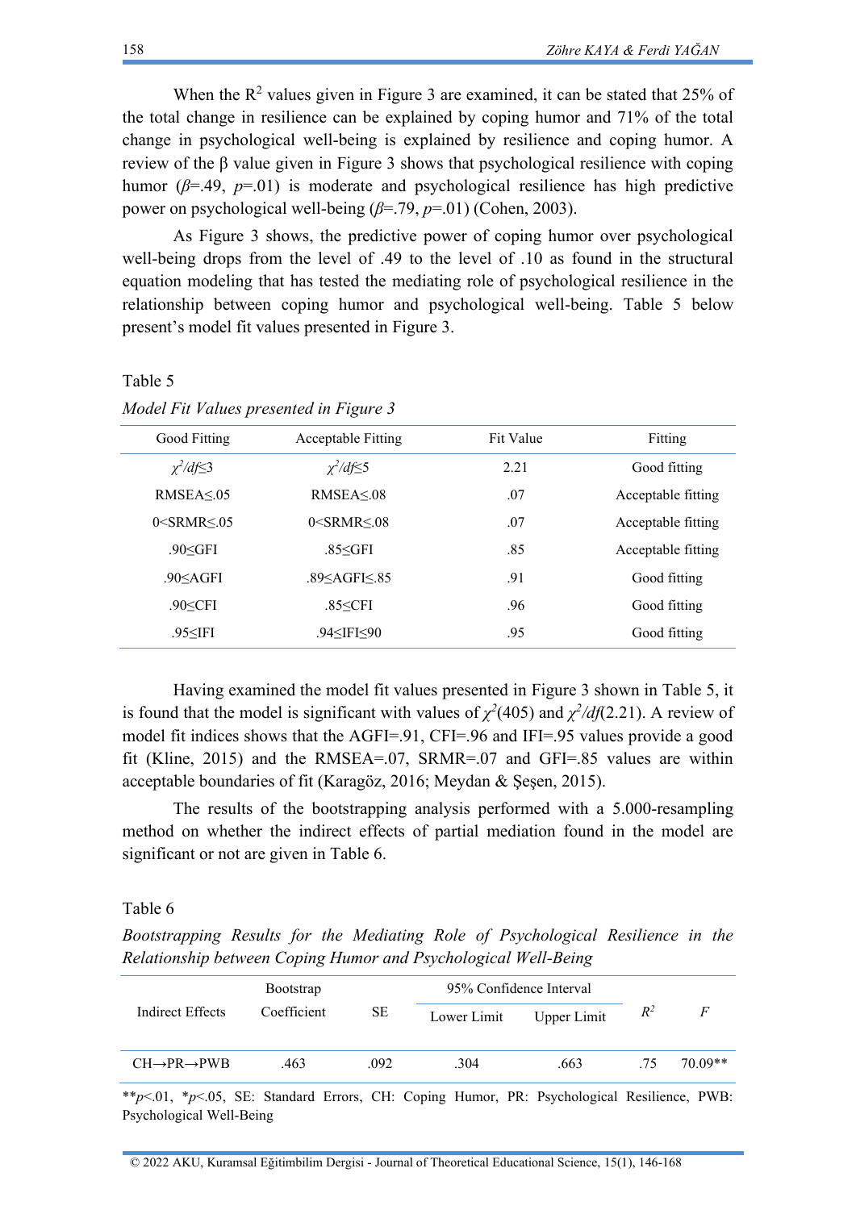When the $R^2$ values given in Figure 3 are examined, it can be stated that 25% of the total change in resilience can be explained by coping humor and 71% of the total change in psychological well-being is explained by resilience and coping humor. A review of the β value given in Figure 3 shows that psychological resilience with coping humor ($\beta$=.49, $p$=.01) is moderate and psychological resilience has high predictive power on psychological well-being ($\beta$=.79, $p$=.01) (Cohen, 2003).

As Figure 3 shows, the predictive power of coping humor over psychological well-being drops from the level of .49 to the level of .10 as found in the structural equation modeling that has tested the mediating role of psychological resilience in the relationship between coping humor and psychological well-being. Table 5 below present's model fit values presented in Figure 3.

Table 5

*Model Fit Values presented in Figure 3*

| Good Fitting | Acceptable Fitting | Fit Value | Fitting |
|---|---|---|---|
| $\chi^2/df \leq 3$ | $\chi^2/df \leq 5$ | 2.21 | Good fitting |
| RMSEA≤.05 | RMSEA≤.08 | .07 | Acceptable fitting |
| 0<SRMR≤.05 | 0<SRMR≤.08 | .07 | Acceptable fitting |
| .90≤GFI | .85≤GFI | .85 | Acceptable fitting |
| .90≤AGFI | .89≤AGFI≤.85 | .91 | Good fitting |
| .90≤CFI | .85≤CFI | .96 | Good fitting |
| .95≤IFI | .94≤IFI≤90 | .95 | Good fitting |

Having examined the model fit values presented in Figure 3 shown in Table 5, it is found that the model is significant with values of $\chi^2$(405) and $\chi^2/df$(2.21). A review of model fit indices shows that the AGFI=.91, CFI=.96 and IFI=.95 values provide a good fit (Kline, 2015) and the RMSEA=.07, SRMR=.07 and GFI=.85 values are within acceptable boundaries of fit (Karagöz, 2016; Meydan & Şeşen, 2015).

The results of the bootstrapping analysis performed with a 5.000-resampling method on whether the indirect effects of partial mediation found in the model are significant or not are given in Table 6.

Table 6

*Bootstrapping Results for the Mediating Role of Psychological Resilience in the Relationship between Coping Humor and Psychological Well-Being*

| Indirect Effects | Bootstrap Coefficient | SE | 95% Confidence Interval | | $R^2$ | $F$ |
|---|---|---|---|---|---|---|
| | | | Lower Limit | Upper Limit | | |
| CH→PR→PWB | .463 | .092 | .304 | .663 | .75 | 70.09** |

**$p$<.01, *$p$<.05, SE: Standard Errors, CH: Coping Humor, PR: Psychological Resilience, PWB: Psychological Well-Being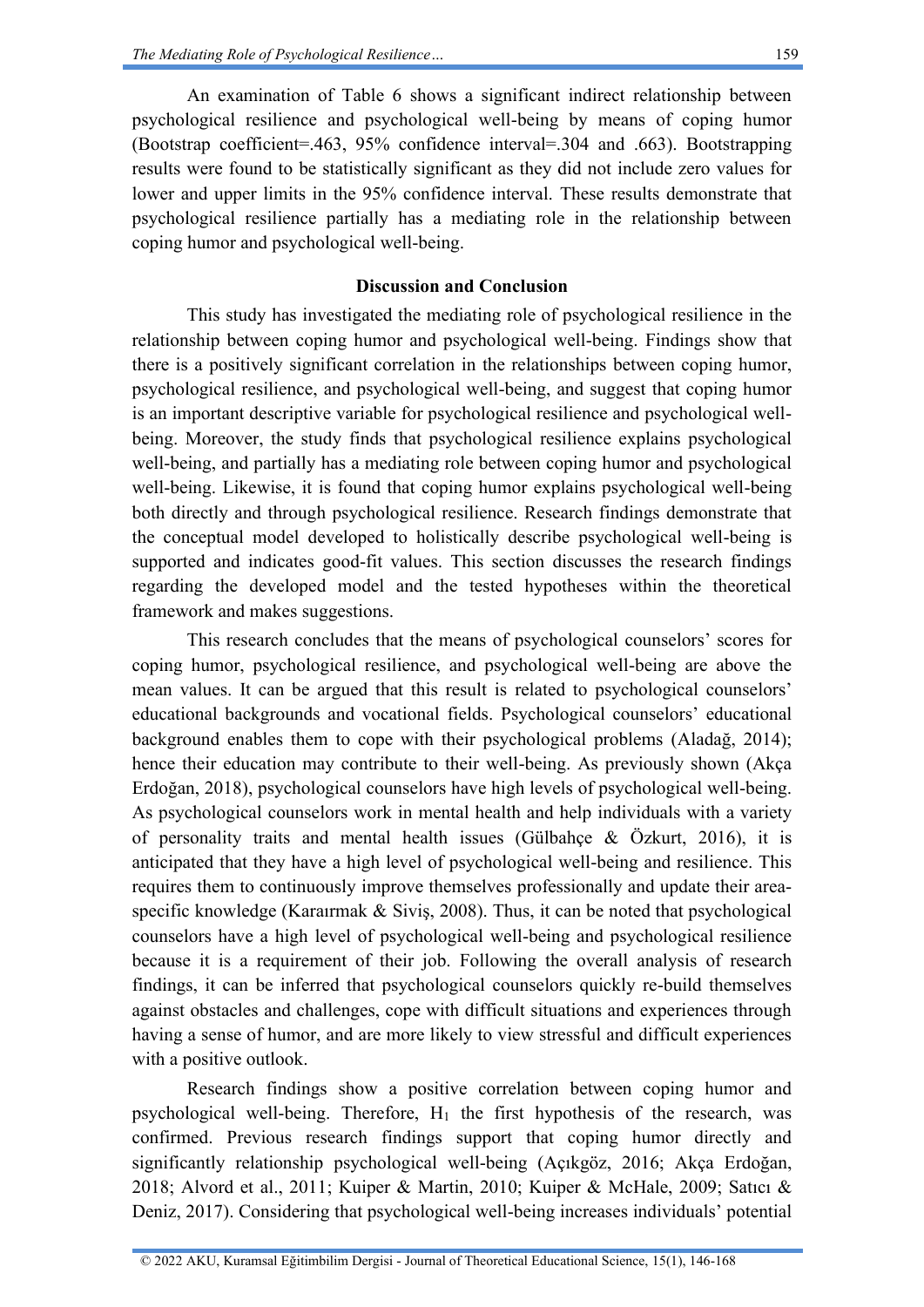An examination of Table 6 shows a significant indirect relationship between psychological resilience and psychological well-being by means of coping humor (Bootstrap coefficient=.463, 95% confidence interval=.304 and .663). Bootstrapping results were found to be statistically significant as they did not include zero values for lower and upper limits in the 95% confidence interval. These results demonstrate that psychological resilience partially has a mediating role in the relationship between coping humor and psychological well-being.

## Discussion and Conclusion

This study has investigated the mediating role of psychological resilience in the relationship between coping humor and psychological well-being. Findings show that there is a positively significant correlation in the relationships between coping humor, psychological resilience, and psychological well-being, and suggest that coping humor is an important descriptive variable for psychological resilience and psychological well-being. Moreover, the study finds that psychological resilience explains psychological well-being, and partially has a mediating role between coping humor and psychological well-being. Likewise, it is found that coping humor explains psychological well-being both directly and through psychological resilience. Research findings demonstrate that the conceptual model developed to holistically describe psychological well-being is supported and indicates good-fit values. This section discusses the research findings regarding the developed model and the tested hypotheses within the theoretical framework and makes suggestions.

This research concludes that the means of psychological counselors' scores for coping humor, psychological resilience, and psychological well-being are above the mean values. It can be argued that this result is related to psychological counselors' educational backgrounds and vocational fields. Psychological counselors' educational background enables them to cope with their psychological problems (Aladağ, 2014); hence their education may contribute to their well-being. As previously shown (Akça Erdoğan, 2018), psychological counselors have high levels of psychological well-being. As psychological counselors work in mental health and help individuals with a variety of personality traits and mental health issues (Gülbahçe & Özkurt, 2016), it is anticipated that they have a high level of psychological well-being and resilience. This requires them to continuously improve themselves professionally and update their area-specific knowledge (Karaırmak & Siviş, 2008). Thus, it can be noted that psychological counselors have a high level of psychological well-being and psychological resilience because it is a requirement of their job. Following the overall analysis of research findings, it can be inferred that psychological counselors quickly re-build themselves against obstacles and challenges, cope with difficult situations and experiences through having a sense of humor, and are more likely to view stressful and difficult experiences with a positive outlook.

Research findings show a positive correlation between coping humor and psychological well-being. Therefore, $H_1$ the first hypothesis of the research, was confirmed. Previous research findings support that coping humor directly and significantly relationship psychological well-being (Açıkgöz, 2016; Akça Erdoğan, 2018; Alvord et al., 2011; Kuiper & Martin, 2010; Kuiper & McHale, 2009; Satıcı & Deniz, 2017). Considering that psychological well-being increases individuals' potential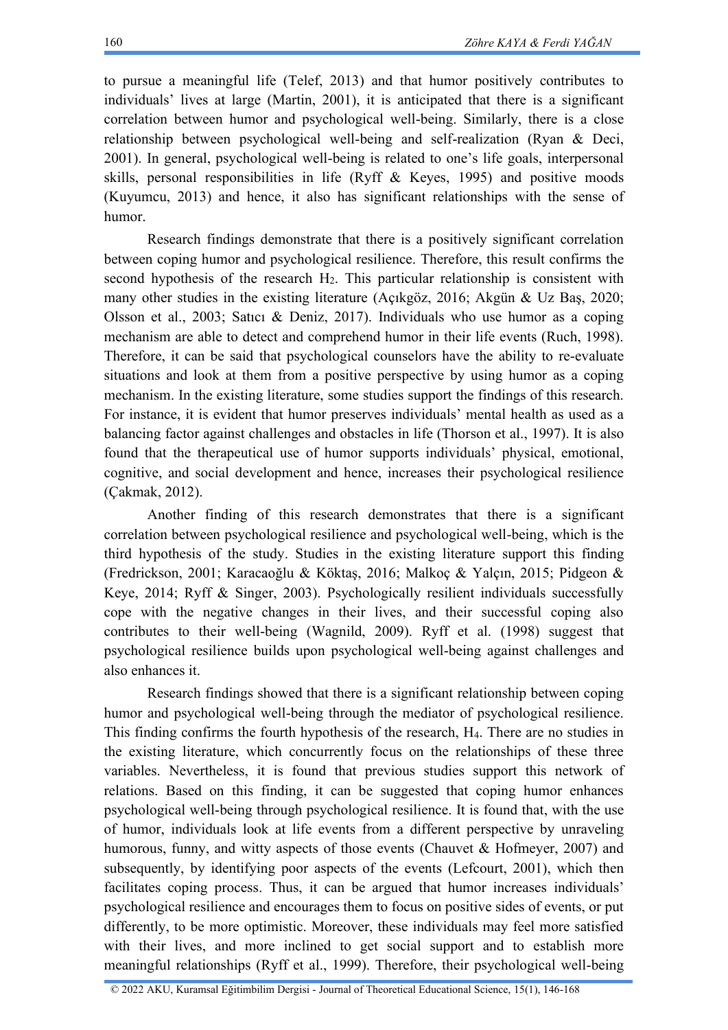to pursue a meaningful life (Telef, 2013) and that humor positively contributes to individuals' lives at large (Martin, 2001), it is anticipated that there is a significant correlation between humor and psychological well-being. Similarly, there is a close relationship between psychological well-being and self-realization (Ryan & Deci, 2001). In general, psychological well-being is related to one's life goals, interpersonal skills, personal responsibilities in life (Ryff & Keyes, 1995) and positive moods (Kuyumcu, 2013) and hence, it also has significant relationships with the sense of humor.

Research findings demonstrate that there is a positively significant correlation between coping humor and psychological resilience. Therefore, this result confirms the second hypothesis of the research $H_2$. This particular relationship is consistent with many other studies in the existing literature (Açıkgöz, 2016; Akgün & Uz Baş, 2020; Olsson et al., 2003; Satıcı & Deniz, 2017). Individuals who use humor as a coping mechanism are able to detect and comprehend humor in their life events (Ruch, 1998). Therefore, it can be said that psychological counselors have the ability to re-evaluate situations and look at them from a positive perspective by using humor as a coping mechanism. In the existing literature, some studies support the findings of this research. For instance, it is evident that humor preserves individuals' mental health as used as a balancing factor against challenges and obstacles in life (Thorson et al., 1997). It is also found that the therapeutical use of humor supports individuals' physical, emotional, cognitive, and social development and hence, increases their psychological resilience (Çakmak, 2012).

Another finding of this research demonstrates that there is a significant correlation between psychological resilience and psychological well-being, which is the third hypothesis of the study. Studies in the existing literature support this finding (Fredrickson, 2001; Karacaoğlu & Köktaş, 2016; Malkoç & Yalçın, 2015; Pidgeon & Keye, 2014; Ryff & Singer, 2003). Psychologically resilient individuals successfully cope with the negative changes in their lives, and their successful coping also contributes to their well-being (Wagnild, 2009). Ryff et al. (1998) suggest that psychological resilience builds upon psychological well-being against challenges and also enhances it.

Research findings showed that there is a significant relationship between coping humor and psychological well-being through the mediator of psychological resilience. This finding confirms the fourth hypothesis of the research, $H_4$. There are no studies in the existing literature, which concurrently focus on the relationships of these three variables. Nevertheless, it is found that previous studies support this network of relations. Based on this finding, it can be suggested that coping humor enhances psychological well-being through psychological resilience. It is found that, with the use of humor, individuals look at life events from a different perspective by unraveling humorous, funny, and witty aspects of those events (Chauvet & Hofmeyer, 2007) and subsequently, by identifying poor aspects of the events (Lefcourt, 2001), which then facilitates coping process. Thus, it can be argued that humor increases individuals' psychological resilience and encourages them to focus on positive sides of events, or put differently, to be more optimistic. Moreover, these individuals may feel more satisfied with their lives, and more inclined to get social support and to establish more meaningful relationships (Ryff et al., 1999). Therefore, their psychological well-being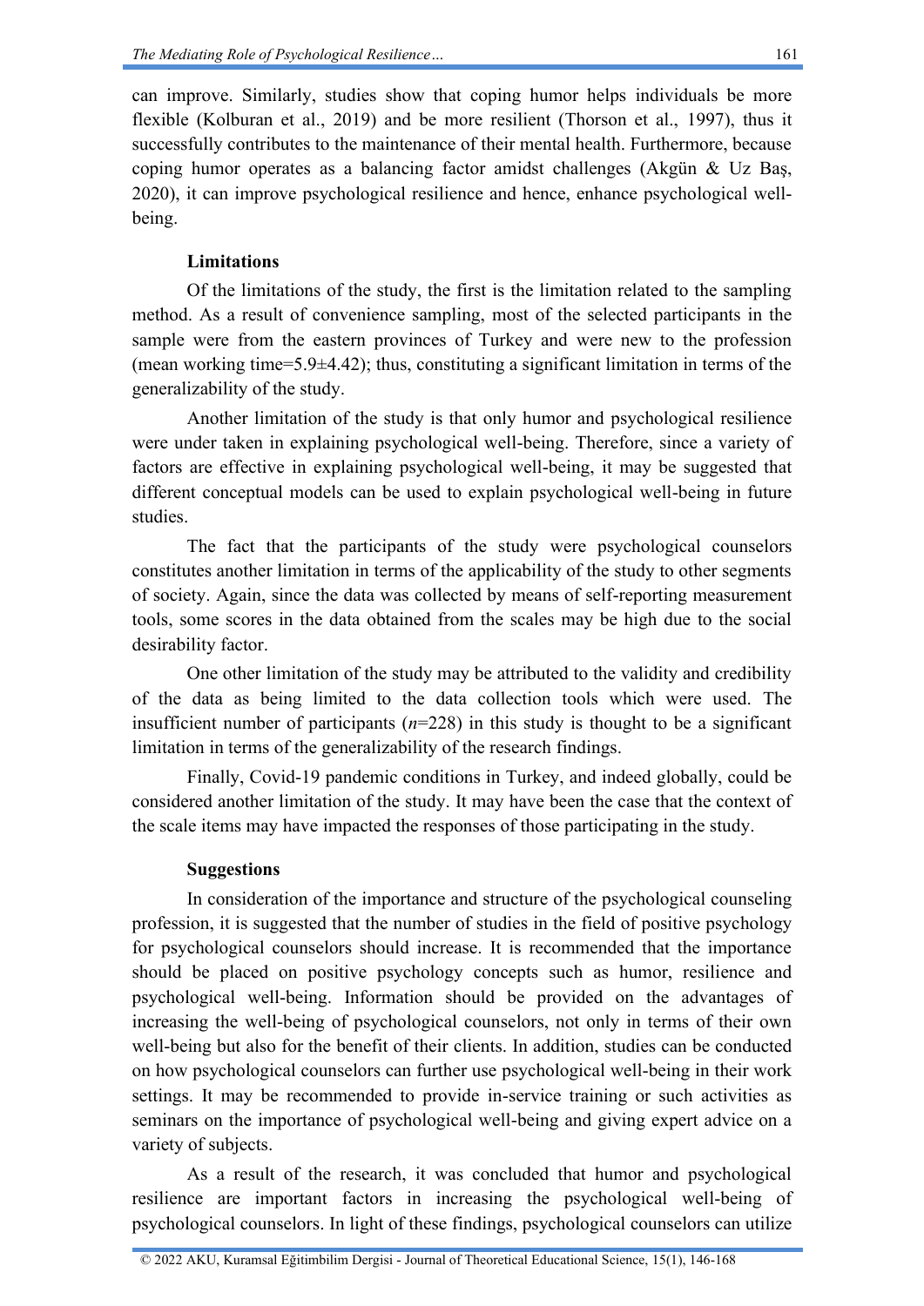can improve. Similarly, studies show that coping humor helps individuals be more flexible (Kolburan et al., 2019) and be more resilient (Thorson et al., 1997), thus it successfully contributes to the maintenance of their mental health. Furthermore, because coping humor operates as a balancing factor amidst challenges (Akgün & Uz Baş, 2020), it can improve psychological resilience and hence, enhance psychological well-being.

### Limitations

Of the limitations of the study, the first is the limitation related to the sampling method. As a result of convenience sampling, most of the selected participants in the sample were from the eastern provinces of Turkey and were new to the profession (mean working time=5.9±4.42); thus, constituting a significant limitation in terms of the generalizability of the study.

Another limitation of the study is that only humor and psychological resilience were under taken in explaining psychological well-being. Therefore, since a variety of factors are effective in explaining psychological well-being, it may be suggested that different conceptual models can be used to explain psychological well-being in future studies.

The fact that the participants of the study were psychological counselors constitutes another limitation in terms of the applicability of the study to other segments of society. Again, since the data was collected by means of self-reporting measurement tools, some scores in the data obtained from the scales may be high due to the social desirability factor.

One other limitation of the study may be attributed to the validity and credibility of the data as being limited to the data collection tools which were used. The insufficient number of participants ($n$=228) in this study is thought to be a significant limitation in terms of the generalizability of the research findings.

Finally, Covid-19 pandemic conditions in Turkey, and indeed globally, could be considered another limitation of the study. It may have been the case that the context of the scale items may have impacted the responses of those participating in the study.

### Suggestions

In consideration of the importance and structure of the psychological counseling profession, it is suggested that the number of studies in the field of positive psychology for psychological counselors should increase. It is recommended that the importance should be placed on positive psychology concepts such as humor, resilience and psychological well-being. Information should be provided on the advantages of increasing the well-being of psychological counselors, not only in terms of their own well-being but also for the benefit of their clients. In addition, studies can be conducted on how psychological counselors can further use psychological well-being in their work settings. It may be recommended to provide in-service training or such activities as seminars on the importance of psychological well-being and giving expert advice on a variety of subjects.

As a result of the research, it was concluded that humor and psychological resilience are important factors in increasing the psychological well-being of psychological counselors. In light of these findings, psychological counselors can utilize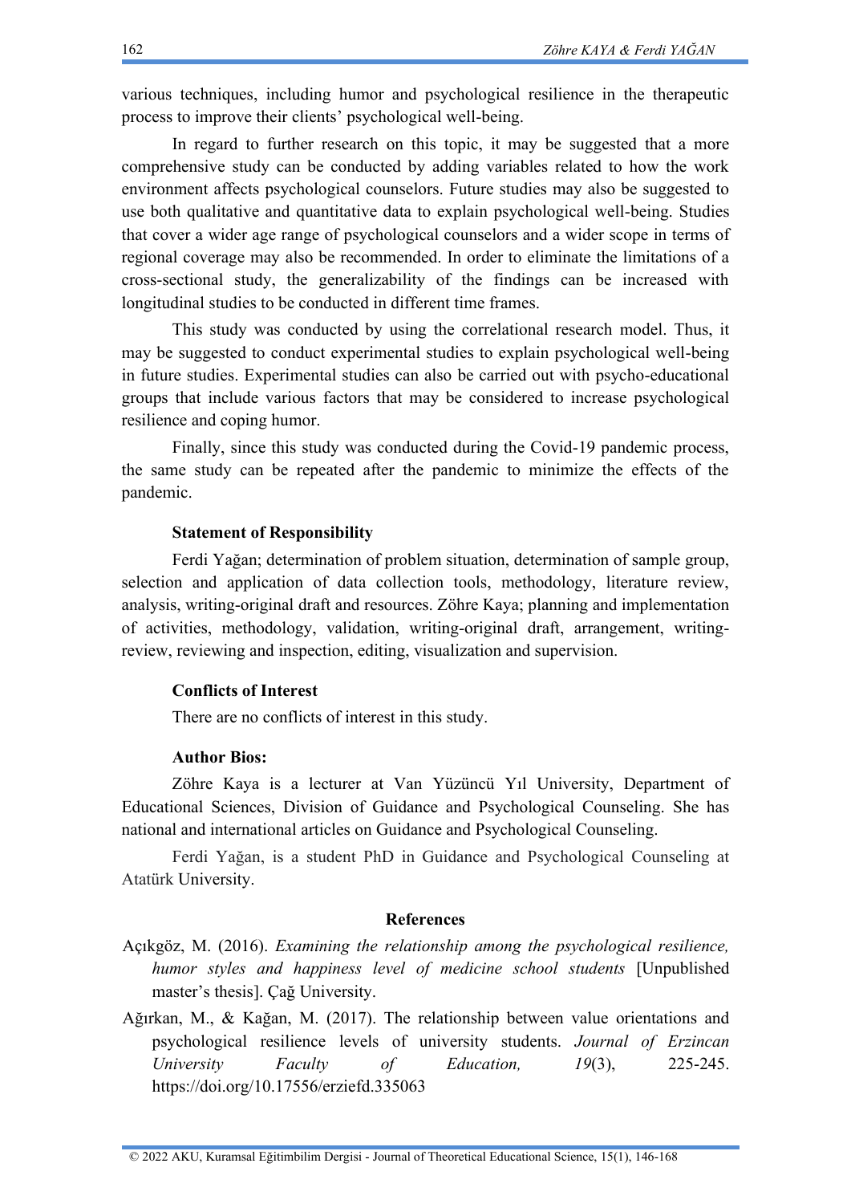various techniques, including humor and psychological resilience in the therapeutic process to improve their clients' psychological well-being.

In regard to further research on this topic, it may be suggested that a more comprehensive study can be conducted by adding variables related to how the work environment affects psychological counselors. Future studies may also be suggested to use both qualitative and quantitative data to explain psychological well-being. Studies that cover a wider age range of psychological counselors and a wider scope in terms of regional coverage may also be recommended. In order to eliminate the limitations of a cross-sectional study, the generalizability of the findings can be increased with longitudinal studies to be conducted in different time frames.

This study was conducted by using the correlational research model. Thus, it may be suggested to conduct experimental studies to explain psychological well-being in future studies. Experimental studies can also be carried out with psycho-educational groups that include various factors that may be considered to increase psychological resilience and coping humor.

Finally, since this study was conducted during the Covid-19 pandemic process, the same study can be repeated after the pandemic to minimize the effects of the pandemic.

### Statement of Responsibility

Ferdi Yağan; determination of problem situation, determination of sample group, selection and application of data collection tools, methodology, literature review, analysis, writing-original draft and resources. Zöhre Kaya; planning and implementation of activities, methodology, validation, writing-original draft, arrangement, writing-review, reviewing and inspection, editing, visualization and supervision.

### Conflicts of Interest

There are no conflicts of interest in this study.

### Author Bios:

Zöhre Kaya is a lecturer at Van Yüzüncü Yıl University, Department of Educational Sciences, Division of Guidance and Psychological Counseling. She has national and international articles on Guidance and Psychological Counseling.

Ferdi Yağan, is a student PhD in Guidance and Psychological Counseling at Atatürk University.

## References

Açıkgöz, M. (2016). *Examining the relationship among the psychological resilience, humor styles and happiness level of medicine school students* [Unpublished master's thesis]. Çağ University.

Ağırkan, M., & Kağan, M. (2017). The relationship between value orientations and psychological resilience levels of university students. *Journal of Erzincan University Faculty of Education, 19*(3), 225-245. https://doi.org/10.17556/erziefd.335063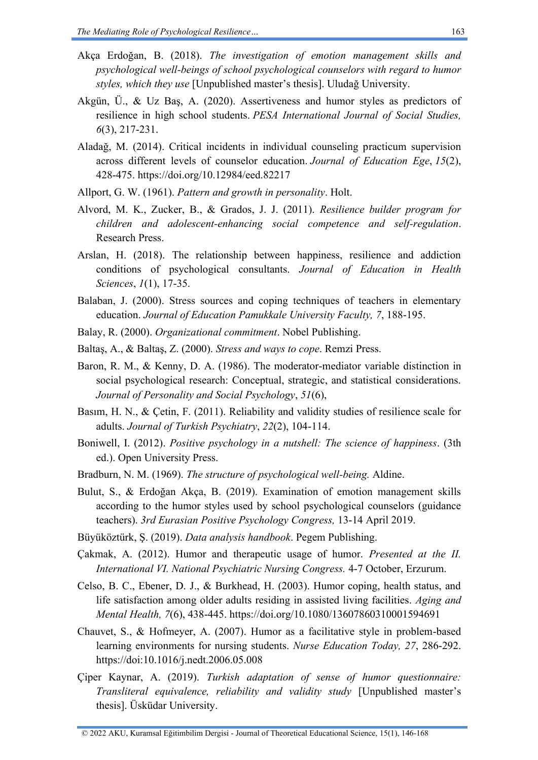Akça Erdoğan, B. (2018). *The investigation of emotion management skills and psychological well-beings of school psychological counselors with regard to humor styles, which they use* [Unpublished master's thesis]. Uludağ University.

Akgün, Ü., & Uz Baş, A. (2020). Assertiveness and humor styles as predictors of resilience in high school students. *PESA International Journal of Social Studies, 6*(3), 217-231.

Aladağ, M. (2014). Critical incidents in individual counseling practicum supervision across different levels of counselor education. *Journal of Education Ege*, *15*(2), 428-475. https://doi.org/10.12984/eed.82217

Allport, G. W. (1961). *Pattern and growth in personality*. Holt.

Alvord, M. K., Zucker, B., & Grados, J. J. (2011). *Resilience builder program for children and adolescent-enhancing social competence and self-regulation*. Research Press.

Arslan, H. (2018). The relationship between happiness, resilience and addiction conditions of psychological consultants. *Journal of Education in Health Sciences*, *1*(1), 17-35.

Balaban, J. (2000). Stress sources and coping techniques of teachers in elementary education. *Journal of Education Pamukkale University Faculty, 7*, 188-195.

Balay, R. (2000). *Organizational commitment*. Nobel Publishing.

Baltaş, A., & Baltaş, Z. (2000). *Stress and ways to cope*. Remzi Press.

Baron, R. M., & Kenny, D. A. (1986). The moderator-mediator variable distinction in social psychological research: Conceptual, strategic, and statistical considerations. *Journal of Personality and Social Psychology*, *51*(6),

Basım, H. N., & Çetin, F. (2011). Reliability and validity studies of resilience scale for adults. *Journal of Turkish Psychiatry*, *22*(2), 104-114.

Boniwell, I. (2012). *Positive psychology in a nutshell: The science of happiness*. (3th ed.). Open University Press.

Bradburn, N. M. (1969). *The structure of psychological well-being.* Aldine.

Bulut, S., & Erdoğan Akça, B. (2019). Examination of emotion management skills according to the humor styles used by school psychological counselors (guidance teachers). *3rd Eurasian Positive Psychology Congress,* 13-14 April 2019.

Büyüköztürk, Ş. (2019). *Data analysis handbook*. Pegem Publishing.

Çakmak, A. (2012). Humor and therapeutic usage of humor. *Presented at the II. International VI. National Psychiatric Nursing Congress.* 4-7 October, Erzurum.

Celso, B. C., Ebener, D. J., & Burkhead, H. (2003). Humor coping, health status, and life satisfaction among older adults residing in assisted living facilities. *Aging and Mental Health, 7*(6), 438-445. https://doi.org/10.1080/13607860310001594691

Chauvet, S., & Hofmeyer, A. (2007). Humor as a facilitative style in problem-based learning environments for nursing students. *Nurse Education Today, 27*, 286-292. https://doi:10.1016/j.nedt.2006.05.008

Çiper Kaynar, A. (2019). *Turkish adaptation of sense of humor questionnaire: Transliteral equivalence, reliability and validity study* [Unpublished master's thesis]. Üsküdar University.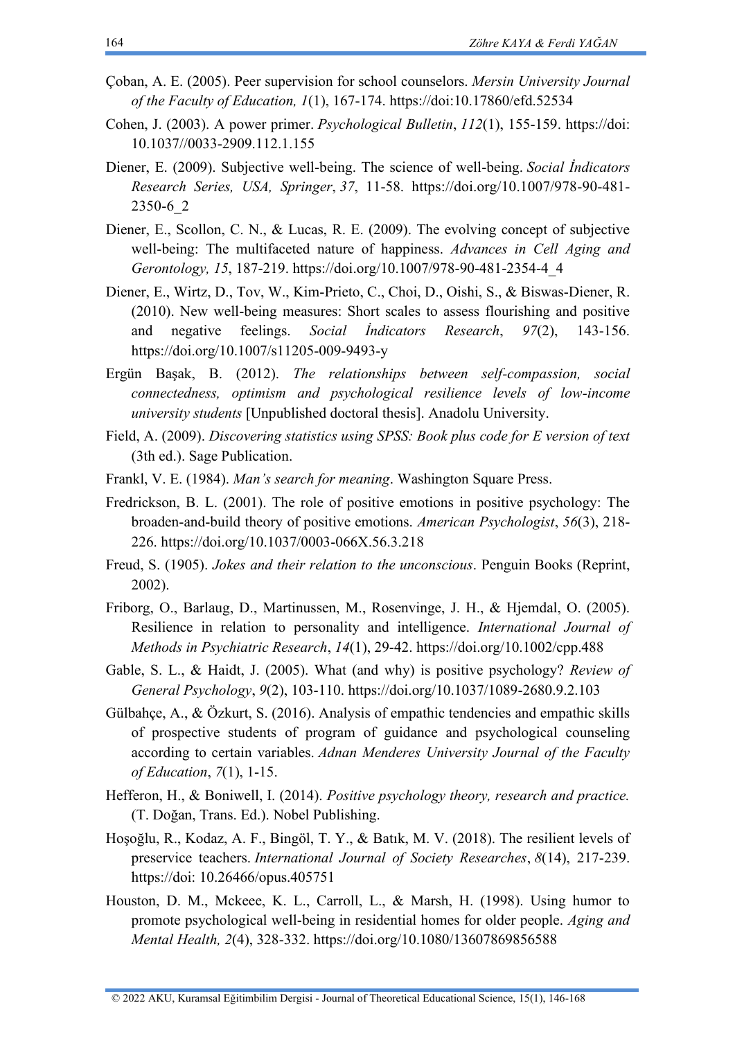Çoban, A. E. (2005). Peer supervision for school counselors. *Mersin University Journal of the Faculty of Education, 1*(1), 167-174. https://doi:10.17860/efd.52534

Cohen, J. (2003). A power primer. *Psychological Bulletin*, *112*(1), 155-159. https://doi: 10.1037//0033-2909.112.1.155

Diener, E. (2009). Subjective well-being. The science of well-being. *Social İndicators Research Series, USA, Springer*, *37*, 11-58. https://doi.org/10.1007/978-90-481-2350-6_2

Diener, E., Scollon, C. N., & Lucas, R. E. (2009). The evolving concept of subjective well-being: The multifaceted nature of happiness. *Advances in Cell Aging and Gerontology, 15*, 187-219. https://doi.org/10.1007/978-90-481-2354-4_4

Diener, E., Wirtz, D., Tov, W., Kim-Prieto, C., Choi, D., Oishi, S., & Biswas-Diener, R. (2010). New well-being measures: Short scales to assess flourishing and positive and negative feelings. *Social İndicators Research*, *97*(2), 143-156. https://doi.org/10.1007/s11205-009-9493-y

Ergün Başak, B. (2012). *The relationships between self-compassion, social connectedness, optimism and psychological resilience levels of low-income university students* [Unpublished doctoral thesis]. Anadolu University.

Field, A. (2009). *Discovering statistics using SPSS: Book plus code for E version of text* (3th ed.). Sage Publication.

Frankl, V. E. (1984). *Man's search for meaning*. Washington Square Press.

Fredrickson, B. L. (2001). The role of positive emotions in positive psychology: The broaden-and-build theory of positive emotions. *American Psychologist*, *56*(3), 218-226. https://doi.org/10.1037/0003-066X.56.3.218

Freud, S. (1905). *Jokes and their relation to the unconscious*. Penguin Books (Reprint, 2002).

Friborg, O., Barlaug, D., Martinussen, M., Rosenvinge, J. H., & Hjemdal, O. (2005). Resilience in relation to personality and intelligence. *International Journal of Methods in Psychiatric Research*, *14*(1), 29-42. https://doi.org/10.1002/cpp.488

Gable, S. L., & Haidt, J. (2005). What (and why) is positive psychology? *Review of General Psychology*, *9*(2), 103-110. https://doi.org/10.1037/1089-2680.9.2.103

Gülbahçe, A., & Özkurt, S. (2016). Analysis of empathic tendencies and empathic skills of prospective students of program of guidance and psychological counseling according to certain variables. *Adnan Menderes University Journal of the Faculty of Education*, *7*(1), 1-15.

Hefferon, H., & Boniwell, I. (2014). *Positive psychology theory, research and practice.* (T. Doğan, Trans. Ed.). Nobel Publishing.

Hoşoğlu, R., Kodaz, A. F., Bingöl, T. Y., & Batık, M. V. (2018). The resilient levels of preservice teachers. *International Journal of Society Researches*, *8*(14), 217-239. https://doi: 10.26466/opus.405751

Houston, D. M., Mckeee, K. L., Carroll, L., & Marsh, H. (1998). Using humor to promote psychological well-being in residential homes for older people. *Aging and Mental Health, 2*(4), 328-332. https://doi.org/10.1080/13607869856588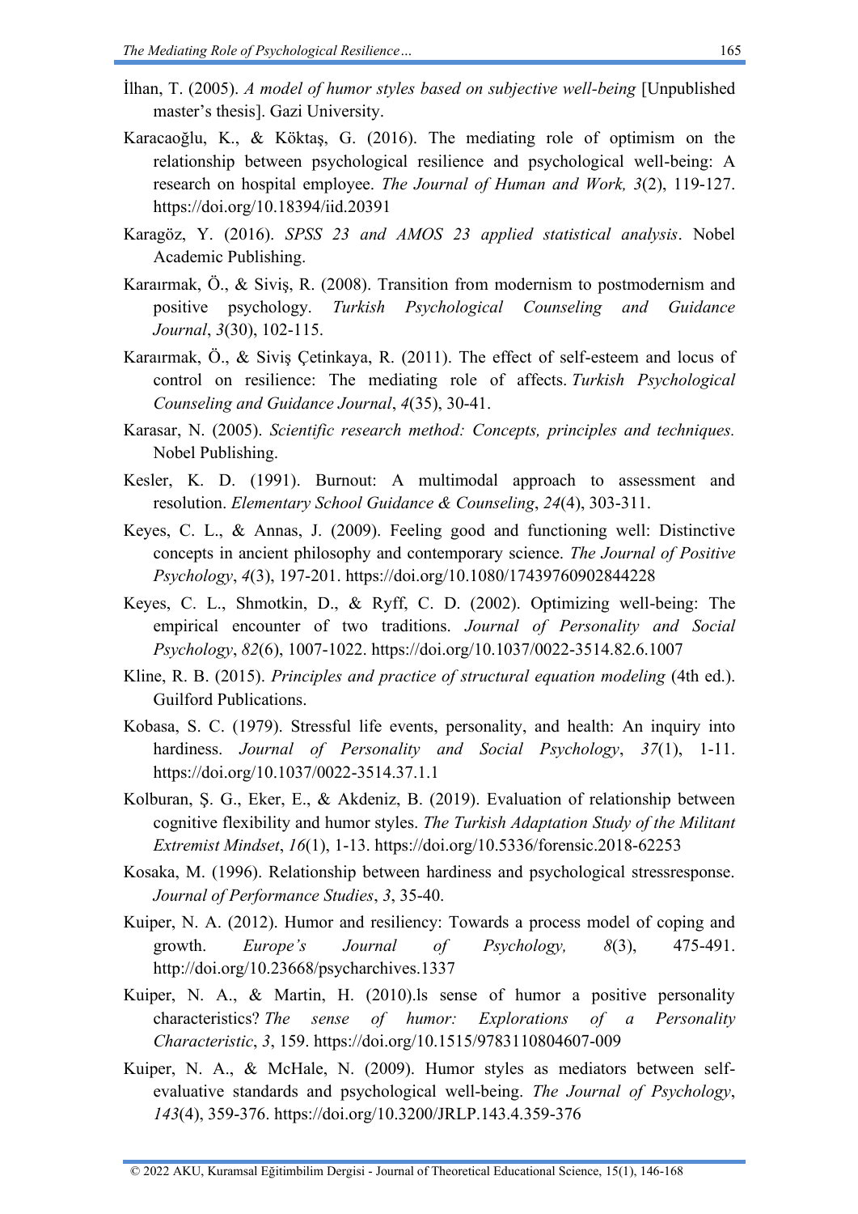İlhan, T. (2005). *A model of humor styles based on subjective well-being* [Unpublished master's thesis]. Gazi University.

Karacaoğlu, K., & Köktaş, G. (2016). The mediating role of optimism on the relationship between psychological resilience and psychological well-being: A research on hospital employee. *The Journal of Human and Work, 3*(2), 119-127. https://doi.org/10.18394/iid.20391

Karagöz, Y. (2016). *SPSS 23 and AMOS 23 applied statistical analysis*. Nobel Academic Publishing.

Karaırmak, Ö., & Siviş, R. (2008). Transition from modernism to postmodernism and positive psychology. *Turkish Psychological Counseling and Guidance Journal*, *3*(30), 102-115.

Karaırmak, Ö., & Siviş Çetinkaya, R. (2011). The effect of self-esteem and locus of control on resilience: The mediating role of affects. *Turkish Psychological Counseling and Guidance Journal*, *4*(35), 30-41.

Karasar, N. (2005). *Scientific research method: Concepts, principles and techniques.* Nobel Publishing.

Kesler, K. D. (1991). Burnout: A multimodal approach to assessment and resolution. *Elementary School Guidance & Counseling*, *24*(4), 303-311.

Keyes, C. L., & Annas, J. (2009). Feeling good and functioning well: Distinctive concepts in ancient philosophy and contemporary science. *The Journal of Positive Psychology*, *4*(3), 197-201. https://doi.org/10.1080/17439760902844228

Keyes, C. L., Shmotkin, D., & Ryff, C. D. (2002). Optimizing well-being: The empirical encounter of two traditions. *Journal of Personality and Social Psychology*, *82*(6), 1007-1022. https://doi.org/10.1037/0022-3514.82.6.1007

Kline, R. B. (2015). *Principles and practice of structural equation modeling* (4th ed.). Guilford Publications.

Kobasa, S. C. (1979). Stressful life events, personality, and health: An inquiry into hardiness. *Journal of Personality and Social Psychology*, *37*(1), 1-11. https://doi.org/10.1037/0022-3514.37.1.1

Kolburan, Ş. G., Eker, E., & Akdeniz, B. (2019). Evaluation of relationship between cognitive flexibility and humor styles. *The Turkish Adaptation Study of the Militant Extremist Mindset*, *16*(1), 1-13. https://doi.org/10.5336/forensic.2018-62253

Kosaka, M. (1996). Relationship between hardiness and psychological stressresponse. *Journal of Performance Studies*, *3*, 35-40.

Kuiper, N. A. (2012). Humor and resiliency: Towards a process model of coping and growth. *Europe's Journal of Psychology, 8*(3), 475-491. http://doi.org/10.23668/psycharchives.1337

Kuiper, N. A., & Martin, H. (2010).ls sense of humor a positive personality characteristics? *The sense of humor: Explorations of a Personality Characteristic*, *3*, 159. https://doi.org/10.1515/9783110804607-009

Kuiper, N. A., & McHale, N. (2009). Humor styles as mediators between self-evaluative standards and psychological well-being. *The Journal of Psychology*, *143*(4), 359-376. https://doi.org/10.3200/JRLP.143.4.359-376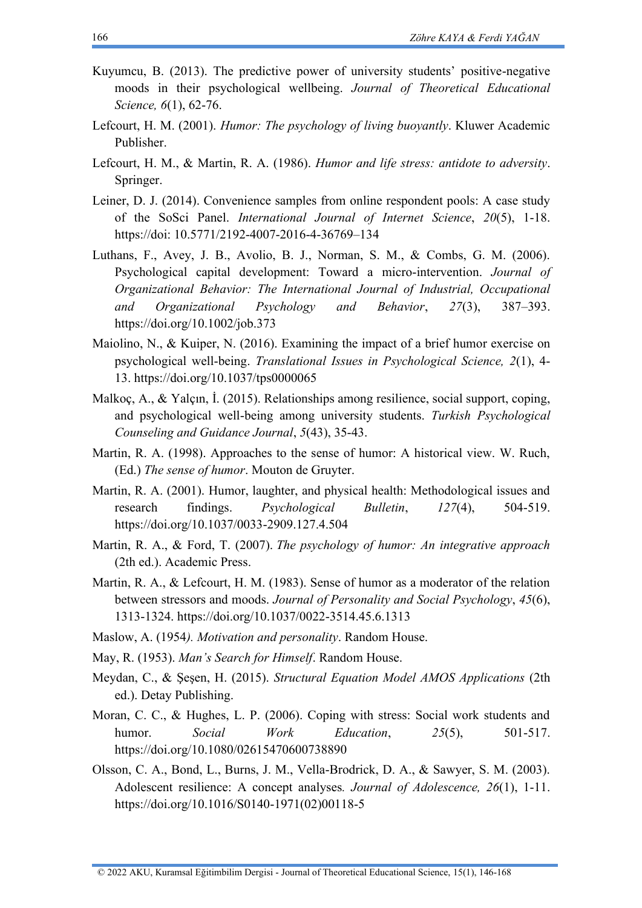Kuyumcu, B. (2013). The predictive power of university students' positive-negative moods in their psychological wellbeing. *Journal of Theoretical Educational Science, 6*(1), 62-76.

Lefcourt, H. M. (2001). *Humor: The psychology of living buoyantly*. Kluwer Academic Publisher.

Lefcourt, H. M., & Martin, R. A. (1986). *Humor and life stress: antidote to adversity*. Springer.

Leiner, D. J. (2014). Convenience samples from online respondent pools: A case study of the SoSci Panel. *International Journal of Internet Science*, *20*(5), 1-18. https://doi: 10.5771/2192-4007-2016-4-36769–134

Luthans, F., Avey, J. B., Avolio, B. J., Norman, S. M., & Combs, G. M. (2006). Psychological capital development: Toward a micro-intervention. *Journal of Organizational Behavior: The International Journal of Industrial, Occupational and Organizational Psychology and Behavior*, *27*(3), 387–393. https://doi.org/10.1002/job.373

Maiolino, N., & Kuiper, N. (2016). Examining the impact of a brief humor exercise on psychological well-being. *Translational Issues in Psychological Science, 2*(1), 4-13. https://doi.org/10.1037/tps0000065

Malkoç, A., & Yalçın, İ. (2015). Relationships among resilience, social support, coping, and psychological well-being among university students. *Turkish Psychological Counseling and Guidance Journal*, *5*(43), 35-43.

Martin, R. A. (1998). Approaches to the sense of humor: A historical view. W. Ruch, (Ed.) *The sense of humor*. Mouton de Gruyter.

Martin, R. A. (2001). Humor, laughter, and physical health: Methodological issues and research findings. *Psychological Bulletin*, *127*(4), 504-519. https://doi.org/10.1037/0033-2909.127.4.504

Martin, R. A., & Ford, T. (2007). *The psychology of humor: An integrative approach* (2th ed.). Academic Press.

Martin, R. A., & Lefcourt, H. M. (1983). Sense of humor as a moderator of the relation between stressors and moods. *Journal of Personality and Social Psychology*, *45*(6), 1313-1324. https://doi.org/10.1037/0022-3514.45.6.1313

Maslow, A. (1954*). Motivation and personality*. Random House.

May, R. (1953). *Man's Search for Himself*. Random House.

Meydan, C., & Şeşen, H. (2015). *Structural Equation Model AMOS Applications* (2th ed.). Detay Publishing.

Moran, C. C., & Hughes, L. P. (2006). Coping with stress: Social work students and humor. *Social Work Education*, *25*(5), 501-517. https://doi.org/10.1080/02615470600738890

Olsson, C. A., Bond, L., Burns, J. M., Vella-Brodrick, D. A., & Sawyer, S. M. (2003). Adolescent resilience: A concept analyses*. Journal of Adolescence, 26*(1), 1-11. https://doi.org/10.1016/S0140-1971(02)00118-5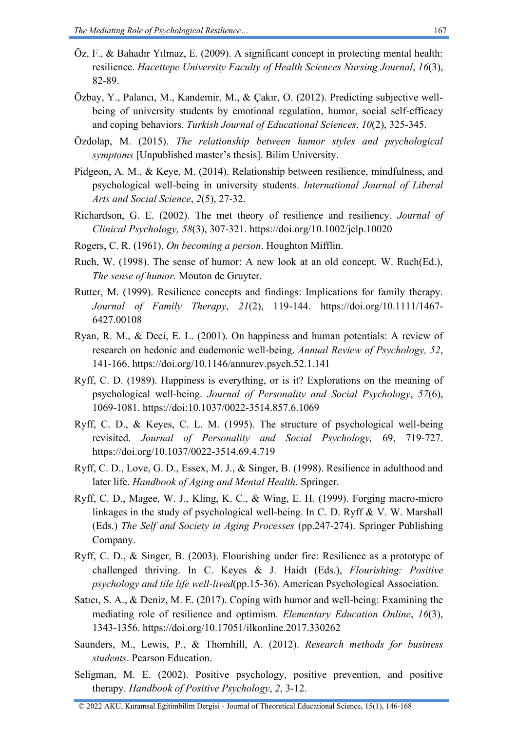Öz, F., & Bahadır Yılmaz, E. (2009). A significant concept in protecting mental health: resilience. *Hacettepe University Faculty of Health Sciences Nursing Journal*, *16*(3), 82-89.

Özbay, Y., Palancı, M., Kandemir, M., & Çakır, O. (2012). Predicting subjective well-being of university students by emotional regulation, humor, social self-efficacy and coping behaviors. *Turkish Journal of Educational Sciences*, *10*(2), 325-345.

Özdolap, M. (2015). *The relationship between humor styles and psychological symptoms* [Unpublished master's thesis]. Bilim University.

Pidgeon, A. M., & Keye, M. (2014). Relationship between resilience, mindfulness, and psychological well-being in university students. *International Journal of Liberal Arts and Social Science*, *2*(5), 27-32.

Richardson, G. E. (2002). The met theory of resilience and resiliency. *Journal of Clinical Psychology, 58*(3), 307-321. https://doi.org/10.1002/jclp.10020

Rogers, C. R. (1961). *On becoming a person*. Houghton Mifflin.

Ruch, W. (1998). The sense of humor: A new look at an old concept. W. Ruch(Ed.), *The sense of humor.* Mouton de Gruyter.

Rutter, M. (1999). Resilience concepts and findings: Implications for family therapy. *Journal of Family Therapy*, *21*(2), 119-144. https://doi.org/10.1111/1467-6427.00108

Ryan, R. M., & Deci, E. L. (2001). On happiness and human potentials: A review of research on hedonic and eudemonic well-being. *Annual Review of Psychology, 52*, 141-166. https://doi.org/10.1146/annurev.psych.52.1.141

Ryff, C. D. (1989). Happiness is everything, or is it? Explorations on the meaning of psychological well-being. *Journal of Personality and Social Psychology*, *57*(6), 1069-1081. https://doi:10.1037/0022-3514.857.6.1069

Ryff, C. D., & Keyes, C. L. M. (1995). The structure of psychological well-being revisited. *Journal of Personality and Social Psychology,* 69, 719-727. https://doi.org/10.1037/0022-3514.69.4.719

Ryff, C. D., Love, G. D., Essex, M. J., & Singer, B. (1998). Resilience in adulthood and later life. *Handbook of Aging and Mental Health*. Springer.

Ryff, C. D., Magee, W. J., Kling, K. C., & Wing, E. H. (1999). Forging macro-micro linkages in the study of psychological well-being. In C. D. Ryff & V. W. Marshall (Eds.) *The Self and Society in Aging Processes* (pp.247-274). Springer Publishing Company.

Ryff, C. D., & Singer, B. (2003). Flourishing under fire: Resilience as a prototype of challenged thriving. In C. Keyes & J. Haidt (Eds.), *Flourishing: Positive psychology and tile life well-lived*(pp.15-36). American Psychological Association.

Satıcı, S. A., & Deniz, M. E. (2017). Coping with humor and well-being: Examining the mediating role of resilience and optimism. *Elementary Education Online*, *16*(3), 1343-1356. https://doi.org/10.17051/ilkonline.2017.330262

Saunders, M., Lewis, P., & Thornhill, A. (2012). *Research methods for business students*. Pearson Education.

Seligman, M. E. (2002). Positive psychology, positive prevention, and positive therapy. *Handbook of Positive Psychology*, *2*, 3-12.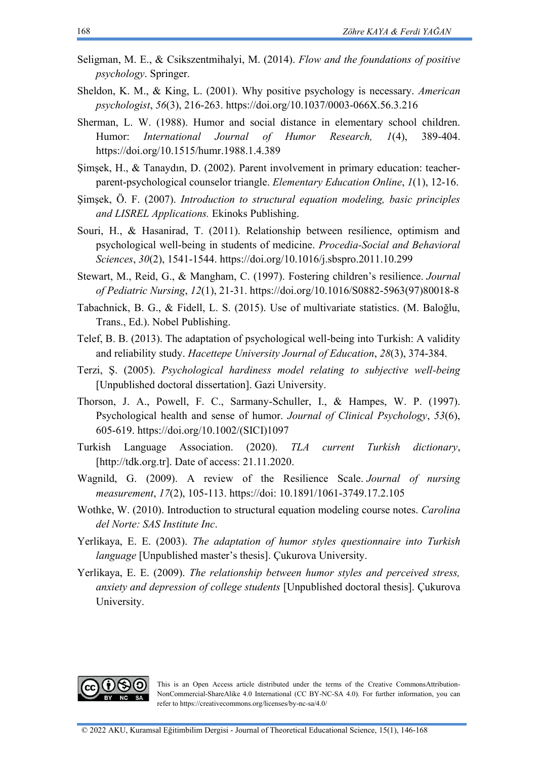Seligman, M. E., & Csikszentmihalyi, M. (2014). *Flow and the foundations of positive psychology*. Springer.

Sheldon, K. M., & King, L. (2001). Why positive psychology is necessary. *American psychologist*, *56*(3), 216-263. https://doi.org/10.1037/0003-066X.56.3.216

Sherman, L. W. (1988). Humor and social distance in elementary school children. Humor: *International Journal of Humor Research, 1*(4), 389-404. https://doi.org/10.1515/humr.1988.1.4.389

Şimşek, H., & Tanaydın, D. (2002). Parent involvement in primary education: teacher-parent-psychological counselor triangle. *Elementary Education Online*, *1*(1), 12-16.

Şimşek, Ö. F. (2007). *Introduction to structural equation modeling, basic principles and LISREL Applications.* Ekinoks Publishing.

Souri, H., & Hasanirad, T. (2011). Relationship between resilience, optimism and psychological well-being in students of medicine. *Procedia-Social and Behavioral Sciences*, *30*(2), 1541-1544. https://doi.org/10.1016/j.sbspro.2011.10.299

Stewart, M., Reid, G., & Mangham, C. (1997). Fostering children's resilience. *Journal of Pediatric Nursing*, *12*(1), 21-31. https://doi.org/10.1016/S0882-5963(97)80018-8

Tabachnick, B. G., & Fidell, L. S. (2015). Use of multivariate statistics. (M. Baloğlu, Trans., Ed.). Nobel Publishing.

Telef, B. B. (2013). The adaptation of psychological well-being into Turkish: A validity and reliability study. *Hacettepe University Journal of Education*, *28*(3), 374-384.

Terzi, Ş. (2005). *Psychological hardiness model relating to subjective well-being* [Unpublished doctoral dissertation]. Gazi University.

Thorson, J. A., Powell, F. C., Sarmany-Schuller, I., & Hampes, W. P. (1997). Psychological health and sense of humor. *Journal of Clinical Psychology*, *53*(6), 605-619. https://doi.org/10.1002/(SICI)1097

Turkish Language Association. (2020). *TLA current Turkish dictionary*, [http://tdk.org.tr]. Date of access: 21.11.2020.

Wagnild, G. (2009). A review of the Resilience Scale. *Journal of nursing measurement*, *17*(2), 105-113. https://doi: 10.1891/1061-3749.17.2.105

Wothke, W. (2010). Introduction to structural equation modeling course notes. *Carolina del Norte: SAS Institute Inc*.

Yerlikaya, E. E. (2003). *The adaptation of humor styles questionnaire into Turkish language* [Unpublished master's thesis]. Çukurova University.

Yerlikaya, E. E. (2009). *The relationship between humor styles and perceived stress, anxiety and depression of college students* [Unpublished doctoral thesis]. Çukurova University.

This is an Open Access article distributed under the terms of the Creative CommonsAttribution-NonCommercial-ShareAlike 4.0 International (CC BY-NC-SA 4.0). For further information, you can refer to https://creativecommons.org/licenses/by-nc-sa/4.0/